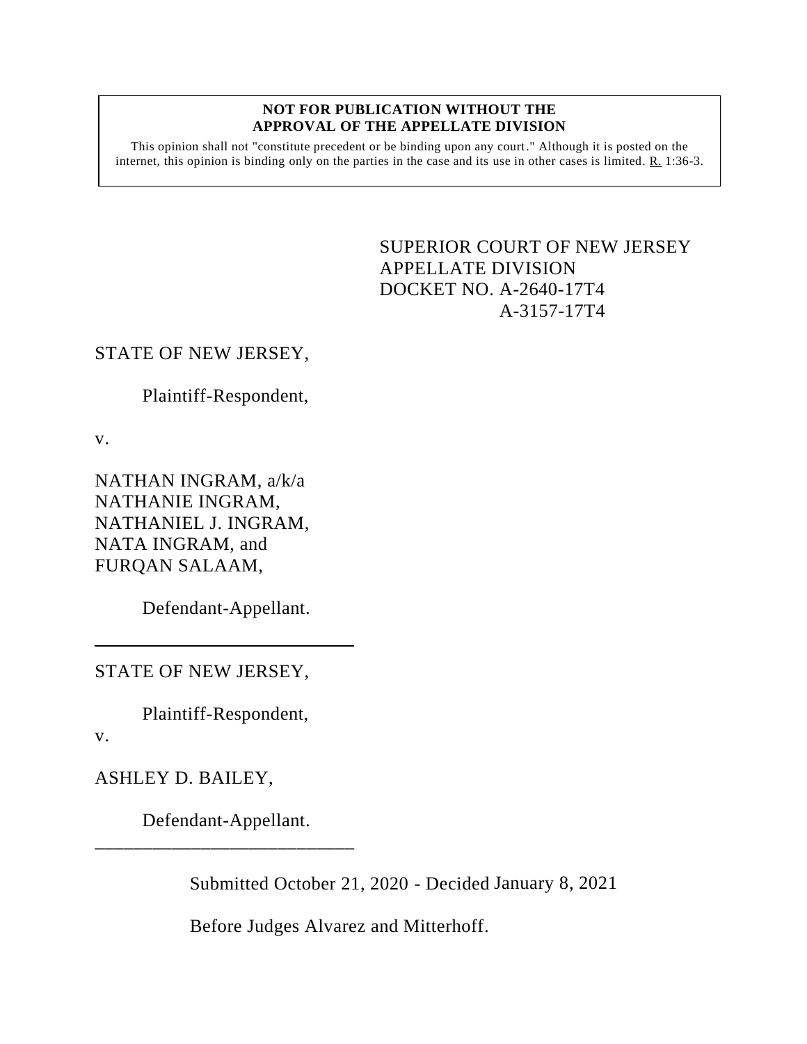**NOT FOR PUBLICATION WITHOUT THE APPROVAL OF THE APPELLATE DIVISION**

This opinion shall not "constitute precedent or be binding upon any court." Although it is posted on the internet, this opinion is binding only on the parties in the case and its use in other cases is limited. R. 1:36-3.

SUPERIOR COURT OF NEW JERSEY
APPELLATE DIVISION
DOCKET NO. A-2640-17T4
A-3157-17T4

STATE OF NEW JERSEY,

Plaintiff-Respondent,

v.

NATHAN INGRAM, a/k/a
NATHANIE INGRAM,
NATHANIEL J. INGRAM,
NATA INGRAM, and
FURQAN SALAAM,

Defendant-Appellant.

---

STATE OF NEW JERSEY,

Plaintiff-Respondent,

v.

ASHLEY D. BAILEY,

Defendant-Appellant.

---

Submitted October 21, 2020 - Decided January 8, 2021

Before Judges Alvarez and Mitterhoff.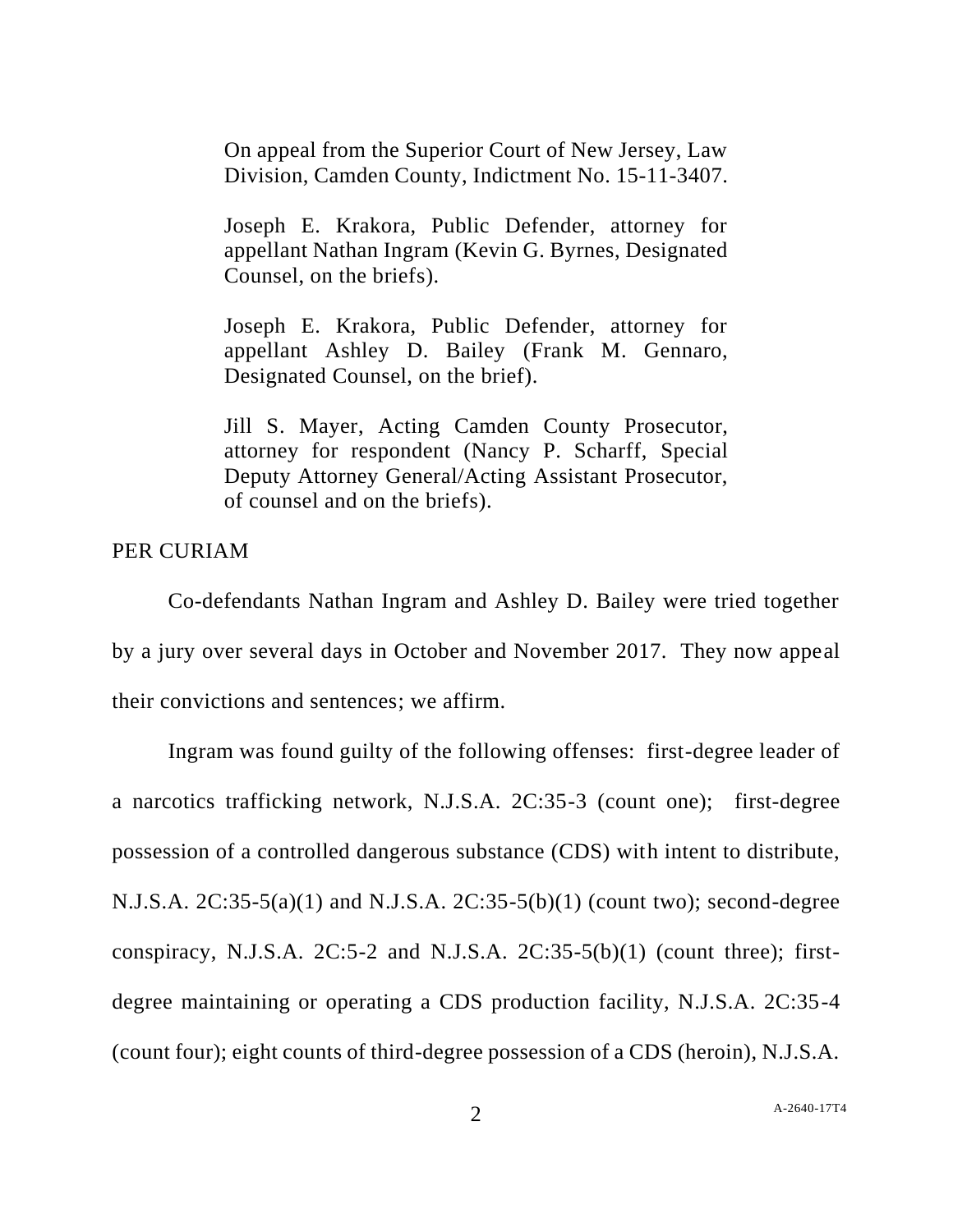On appeal from the Superior Court of New Jersey, Law Division, Camden County, Indictment No. 15-11-3407.

Joseph E. Krakora, Public Defender, attorney for appellant Nathan Ingram (Kevin G. Byrnes, Designated Counsel, on the briefs).

Joseph E. Krakora, Public Defender, attorney for appellant Ashley D. Bailey (Frank M. Gennaro, Designated Counsel, on the brief).

Jill S. Mayer, Acting Camden County Prosecutor, attorney for respondent (Nancy P. Scharff, Special Deputy Attorney General/Acting Assistant Prosecutor, of counsel and on the briefs).

PER CURIAM

Co-defendants Nathan Ingram and Ashley D. Bailey were tried together by a jury over several days in October and November 2017. They now appeal their convictions and sentences; we affirm.

Ingram was found guilty of the following offenses: first-degree leader of a narcotics trafficking network, N.J.S.A. 2C:35-3 (count one); first-degree possession of a controlled dangerous substance (CDS) with intent to distribute, N.J.S.A. 2C:35-5(a)(1) and N.J.S.A. 2C:35-5(b)(1) (count two); second-degree conspiracy, N.J.S.A. 2C:5-2 and N.J.S.A. 2C:35-5(b)(1) (count three); first-degree maintaining or operating a CDS production facility, N.J.S.A. 2C:35-4 (count four); eight counts of third-degree possession of a CDS (heroin), N.J.S.A.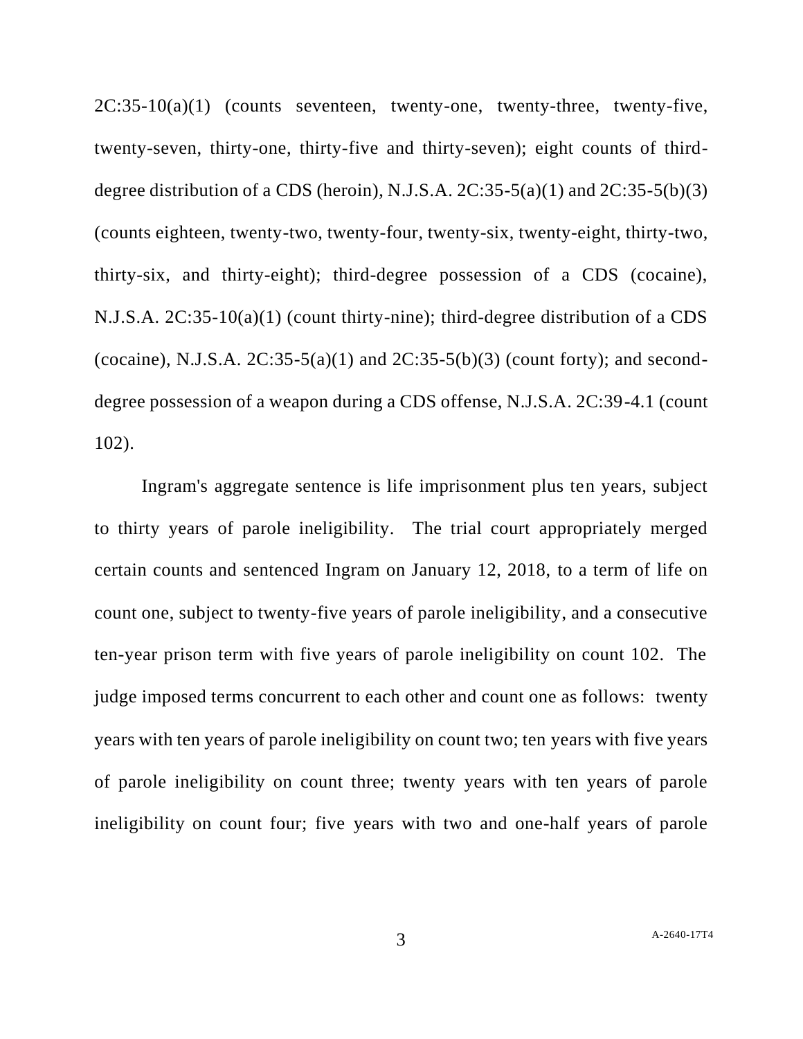2C:35-10(a)(1) (counts seventeen, twenty-one, twenty-three, twenty-five, twenty-seven, thirty-one, thirty-five and thirty-seven); eight counts of third-degree distribution of a CDS (heroin), N.J.S.A. 2C:35-5(a)(1) and 2C:35-5(b)(3) (counts eighteen, twenty-two, twenty-four, twenty-six, twenty-eight, thirty-two, thirty-six, and thirty-eight); third-degree possession of a CDS (cocaine), N.J.S.A. 2C:35-10(a)(1) (count thirty-nine); third-degree distribution of a CDS (cocaine), N.J.S.A. 2C:35-5(a)(1) and 2C:35-5(b)(3) (count forty); and second-degree possession of a weapon during a CDS offense, N.J.S.A. 2C:39-4.1 (count 102).

Ingram's aggregate sentence is life imprisonment plus ten years, subject to thirty years of parole ineligibility. The trial court appropriately merged certain counts and sentenced Ingram on January 12, 2018, to a term of life on count one, subject to twenty-five years of parole ineligibility, and a consecutive ten-year prison term with five years of parole ineligibility on count 102. The judge imposed terms concurrent to each other and count one as follows: twenty years with ten years of parole ineligibility on count two; ten years with five years of parole ineligibility on count three; twenty years with ten years of parole ineligibility on count four; five years with two and one-half years of parole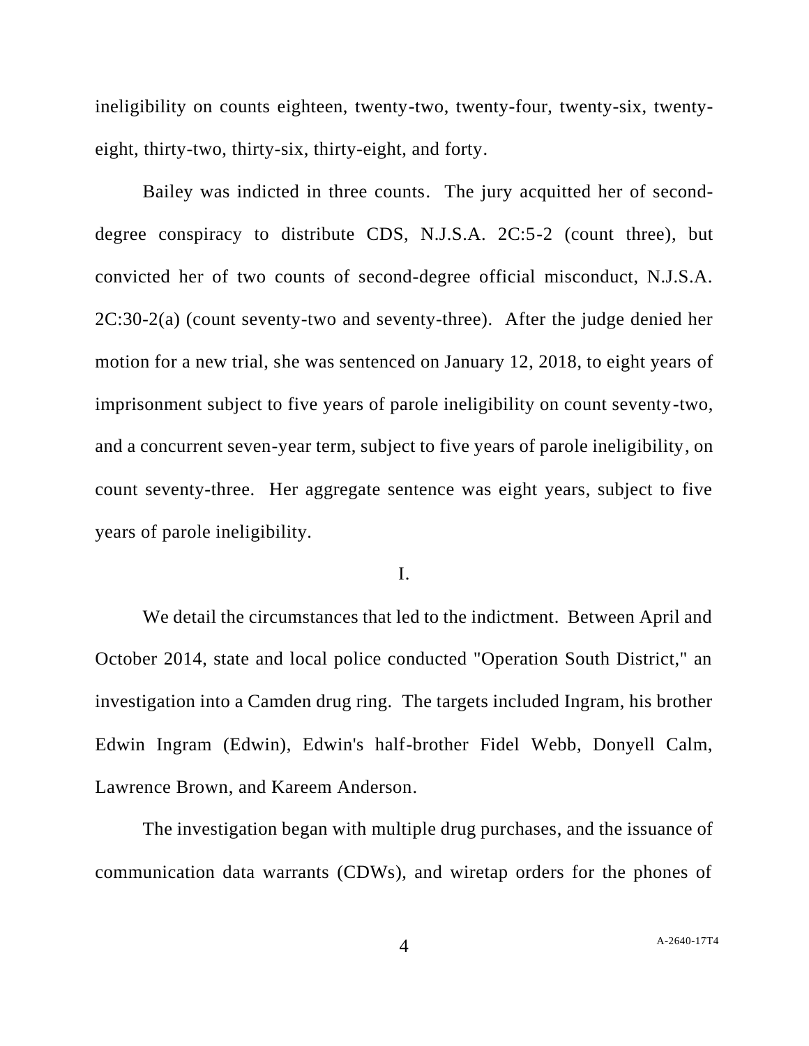ineligibility on counts eighteen, twenty-two, twenty-four, twenty-six, twenty-eight, thirty-two, thirty-six, thirty-eight, and forty.

Bailey was indicted in three counts. The jury acquitted her of second-degree conspiracy to distribute CDS, N.J.S.A. 2C:5-2 (count three), but convicted her of two counts of second-degree official misconduct, N.J.S.A. 2C:30-2(a) (count seventy-two and seventy-three). After the judge denied her motion for a new trial, she was sentenced on January 12, 2018, to eight years of imprisonment subject to five years of parole ineligibility on count seventy-two, and a concurrent seven-year term, subject to five years of parole ineligibility, on count seventy-three. Her aggregate sentence was eight years, subject to five years of parole ineligibility.

## I.

We detail the circumstances that led to the indictment. Between April and October 2014, state and local police conducted "Operation South District," an investigation into a Camden drug ring. The targets included Ingram, his brother Edwin Ingram (Edwin), Edwin's half-brother Fidel Webb, Donyell Calm, Lawrence Brown, and Kareem Anderson.

The investigation began with multiple drug purchases, and the issuance of communication data warrants (CDWs), and wiretap orders for the phones of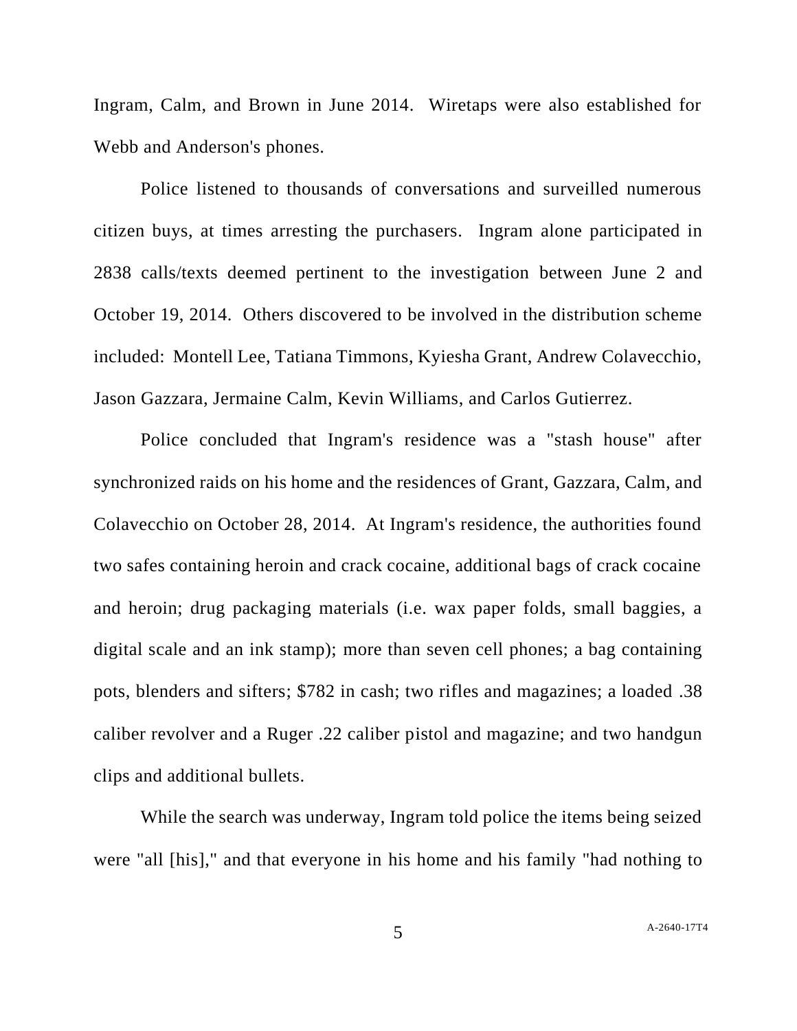Ingram, Calm, and Brown in June 2014. Wiretaps were also established for Webb and Anderson's phones.

Police listened to thousands of conversations and surveilled numerous citizen buys, at times arresting the purchasers. Ingram alone participated in 2838 calls/texts deemed pertinent to the investigation between June 2 and October 19, 2014. Others discovered to be involved in the distribution scheme included: Montell Lee, Tatiana Timmons, Kyiesha Grant, Andrew Colavecchio, Jason Gazzara, Jermaine Calm, Kevin Williams, and Carlos Gutierrez.

Police concluded that Ingram's residence was a "stash house" after synchronized raids on his home and the residences of Grant, Gazzara, Calm, and Colavecchio on October 28, 2014. At Ingram's residence, the authorities found two safes containing heroin and crack cocaine, additional bags of crack cocaine and heroin; drug packaging materials (i.e. wax paper folds, small baggies, a digital scale and an ink stamp); more than seven cell phones; a bag containing pots, blenders and sifters; $782 in cash; two rifles and magazines; a loaded .38 caliber revolver and a Ruger .22 caliber pistol and magazine; and two handgun clips and additional bullets.

While the search was underway, Ingram told police the items being seized were "all [his]," and that everyone in his home and his family "had nothing to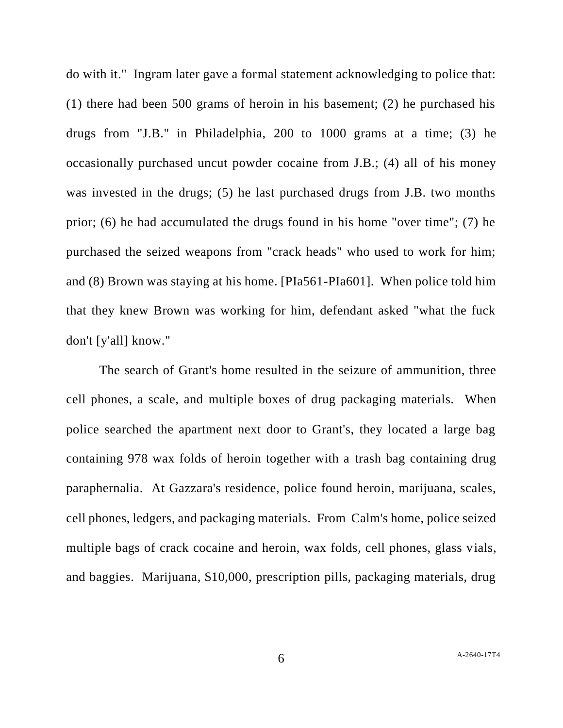do with it." Ingram later gave a formal statement acknowledging to police that: (1) there had been 500 grams of heroin in his basement; (2) he purchased his drugs from "J.B." in Philadelphia, 200 to 1000 grams at a time; (3) he occasionally purchased uncut powder cocaine from J.B.; (4) all of his money was invested in the drugs; (5) he last purchased drugs from J.B. two months prior; (6) he had accumulated the drugs found in his home "over time"; (7) he purchased the seized weapons from "crack heads" who used to work for him; and (8) Brown was staying at his home. [PIa561-PIa601]. When police told him that they knew Brown was working for him, defendant asked "what the fuck don't [y'all] know."

The search of Grant's home resulted in the seizure of ammunition, three cell phones, a scale, and multiple boxes of drug packaging materials. When police searched the apartment next door to Grant's, they located a large bag containing 978 wax folds of heroin together with a trash bag containing drug paraphernalia. At Gazzara's residence, police found heroin, marijuana, scales, cell phones, ledgers, and packaging materials. From Calm's home, police seized multiple bags of crack cocaine and heroin, wax folds, cell phones, glass vials, and baggies. Marijuana, $10,000, prescription pills, packaging materials, drug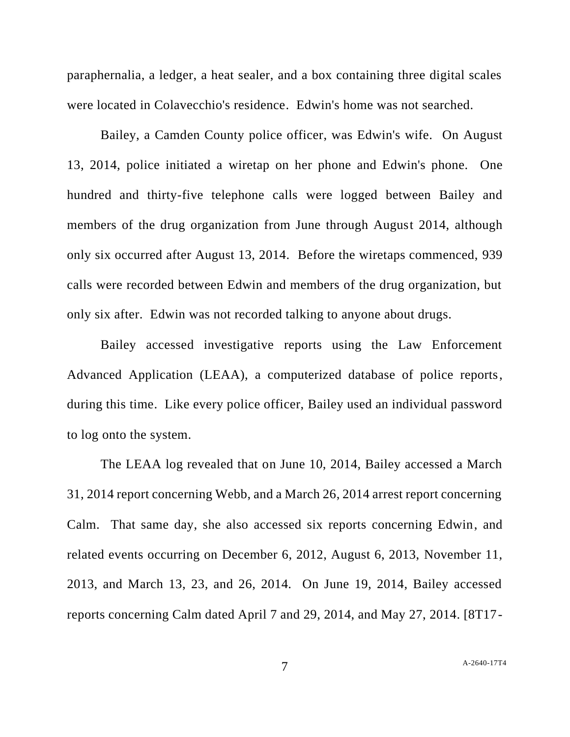paraphernalia, a ledger, a heat sealer, and a box containing three digital scales were located in Colavecchio's residence. Edwin's home was not searched.

Bailey, a Camden County police officer, was Edwin's wife. On August 13, 2014, police initiated a wiretap on her phone and Edwin's phone. One hundred and thirty-five telephone calls were logged between Bailey and members of the drug organization from June through August 2014, although only six occurred after August 13, 2014. Before the wiretaps commenced, 939 calls were recorded between Edwin and members of the drug organization, but only six after. Edwin was not recorded talking to anyone about drugs.

Bailey accessed investigative reports using the Law Enforcement Advanced Application (LEAA), a computerized database of police reports, during this time. Like every police officer, Bailey used an individual password to log onto the system.

The LEAA log revealed that on June 10, 2014, Bailey accessed a March 31, 2014 report concerning Webb, and a March 26, 2014 arrest report concerning Calm. That same day, she also accessed six reports concerning Edwin, and related events occurring on December 6, 2012, August 6, 2013, November 11, 2013, and March 13, 23, and 26, 2014. On June 19, 2014, Bailey accessed reports concerning Calm dated April 7 and 29, 2014, and May 27, 2014. [8T17-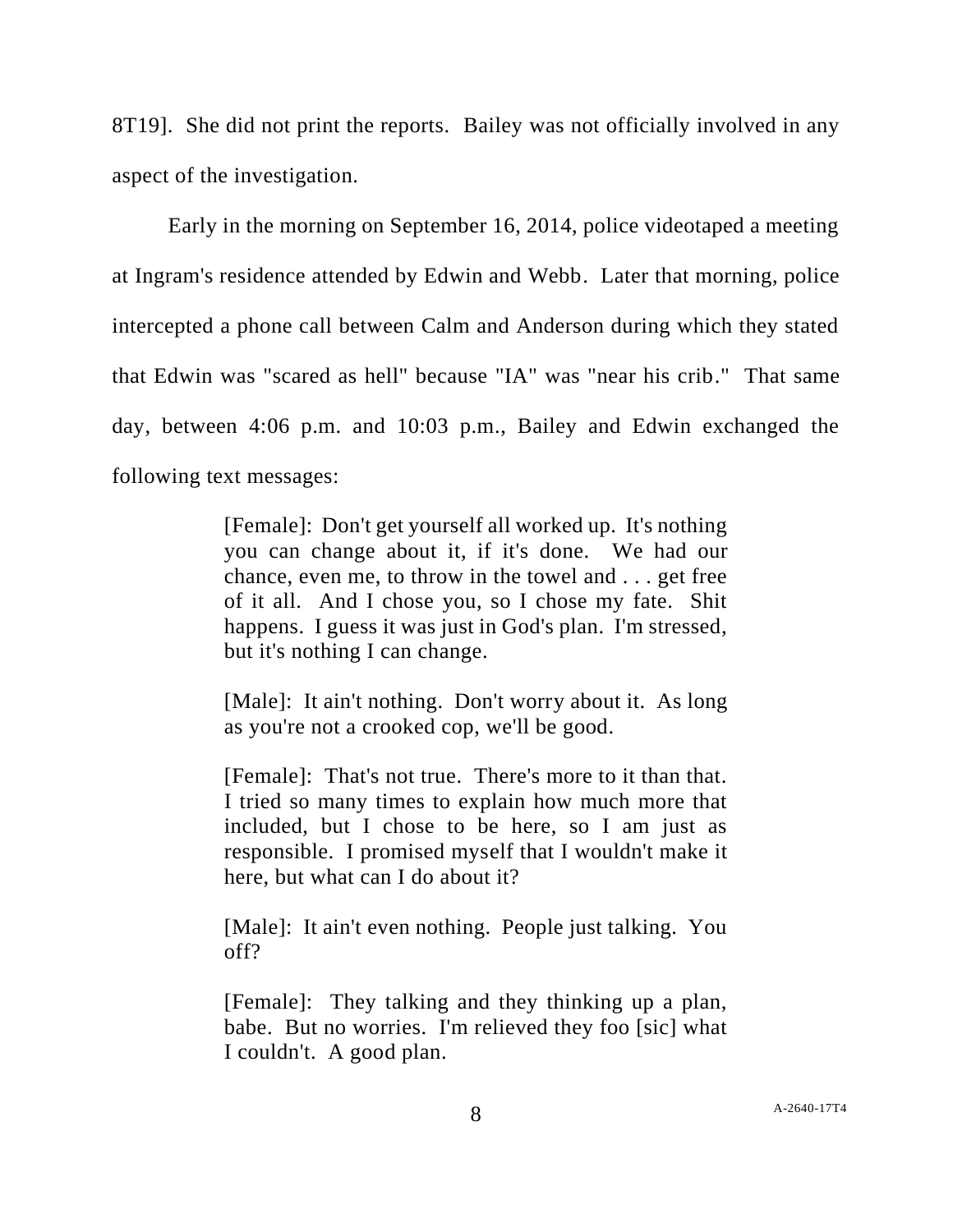8T19]. She did not print the reports. Bailey was not officially involved in any aspect of the investigation.

Early in the morning on September 16, 2014, police videotaped a meeting at Ingram's residence attended by Edwin and Webb. Later that morning, police intercepted a phone call between Calm and Anderson during which they stated that Edwin was "scared as hell" because "IA" was "near his crib." That same day, between 4:06 p.m. and 10:03 p.m., Bailey and Edwin exchanged the following text messages:

> [Female]: Don't get yourself all worked up. It's nothing you can change about it, if it's done. We had our chance, even me, to throw in the towel and . . . get free of it all. And I chose you, so I chose my fate. Shit happens. I guess it was just in God's plan. I'm stressed, but it's nothing I can change.
>
> [Male]: It ain't nothing. Don't worry about it. As long as you're not a crooked cop, we'll be good.
>
> [Female]: That's not true. There's more to it than that. I tried so many times to explain how much more that included, but I chose to be here, so I am just as responsible. I promised myself that I wouldn't make it here, but what can I do about it?
>
> [Male]: It ain't even nothing. People just talking. You off?
>
> [Female]: They talking and they thinking up a plan, babe. But no worries. I'm relieved they foo [sic] what I couldn't. A good plan.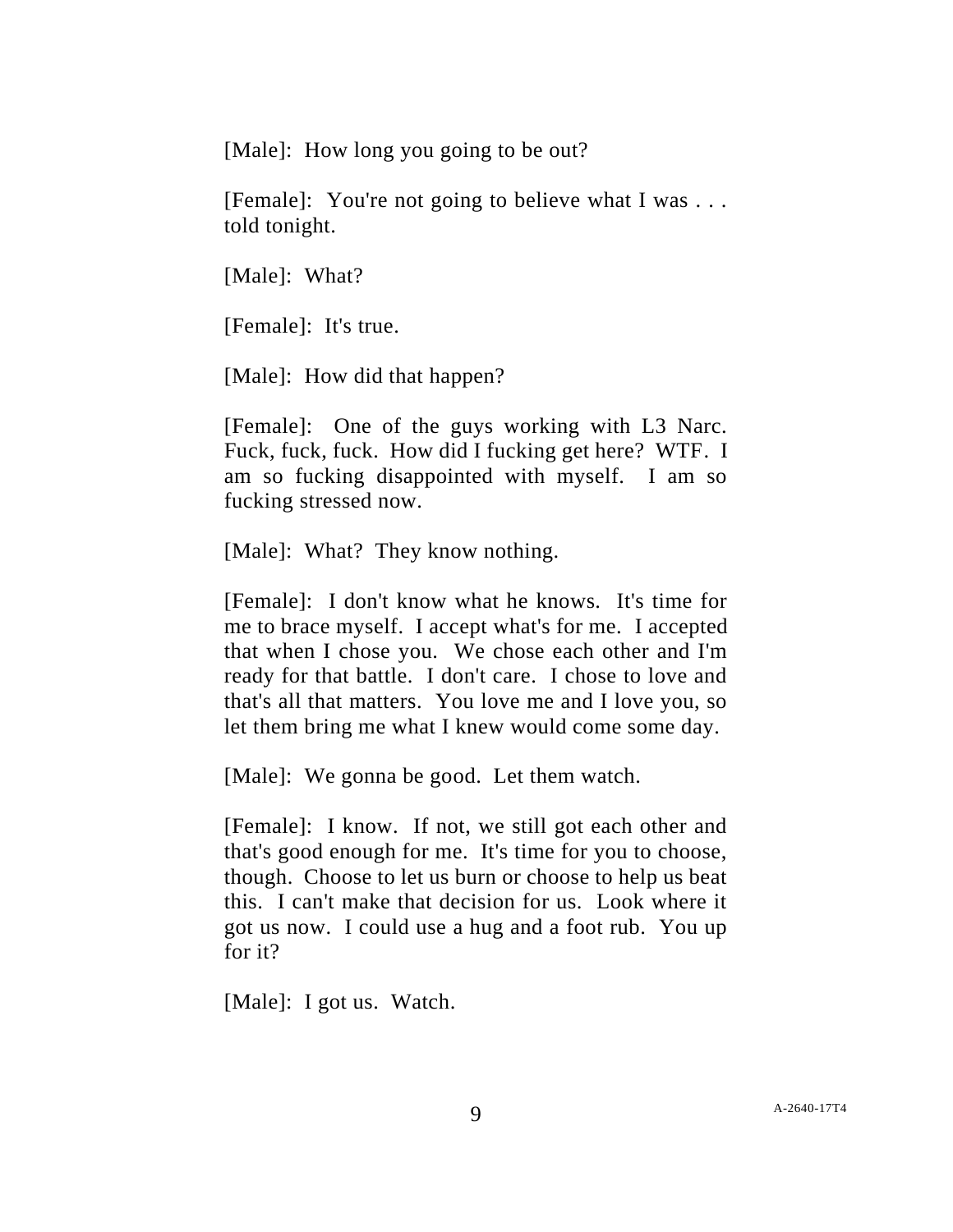[Male]: How long you going to be out?

[Female]: You're not going to believe what I was . . . told tonight.

[Male]: What?

[Female]: It's true.

[Male]: How did that happen?

[Female]: One of the guys working with L3 Narc. Fuck, fuck, fuck. How did I fucking get here? WTF. I am so fucking disappointed with myself. I am so fucking stressed now.

[Male]: What? They know nothing.

[Female]: I don't know what he knows. It's time for me to brace myself. I accept what's for me. I accepted that when I chose you. We chose each other and I'm ready for that battle. I don't care. I chose to love and that's all that matters. You love me and I love you, so let them bring me what I knew would come some day.

[Male]: We gonna be good. Let them watch.

[Female]: I know. If not, we still got each other and that's good enough for me. It's time for you to choose, though. Choose to let us burn or choose to help us beat this. I can't make that decision for us. Look where it got us now. I could use a hug and a foot rub. You up for it?

[Male]: I got us. Watch.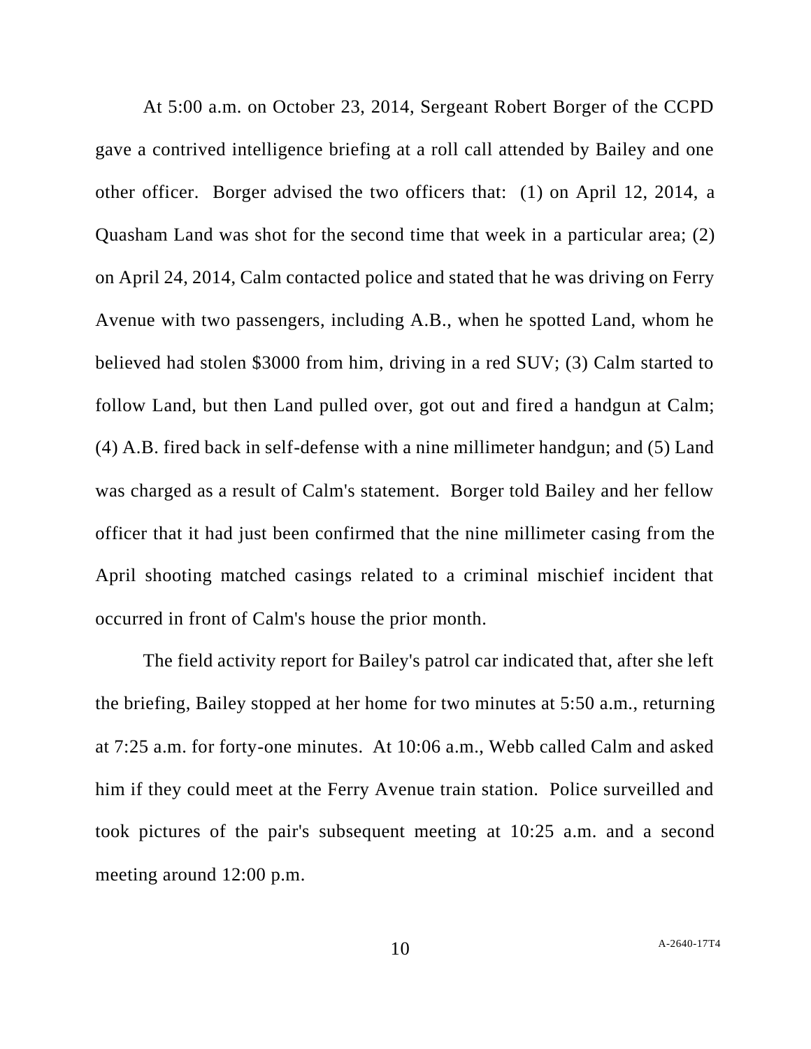At 5:00 a.m. on October 23, 2014, Sergeant Robert Borger of the CCPD gave a contrived intelligence briefing at a roll call attended by Bailey and one other officer. Borger advised the two officers that: (1) on April 12, 2014, a Quasham Land was shot for the second time that week in a particular area; (2) on April 24, 2014, Calm contacted police and stated that he was driving on Ferry Avenue with two passengers, including A.B., when he spotted Land, whom he believed had stolen $3000 from him, driving in a red SUV; (3) Calm started to follow Land, but then Land pulled over, got out and fired a handgun at Calm; (4) A.B. fired back in self-defense with a nine millimeter handgun; and (5) Land was charged as a result of Calm's statement. Borger told Bailey and her fellow officer that it had just been confirmed that the nine millimeter casing from the April shooting matched casings related to a criminal mischief incident that occurred in front of Calm's house the prior month.

The field activity report for Bailey's patrol car indicated that, after she left the briefing, Bailey stopped at her home for two minutes at 5:50 a.m., returning at 7:25 a.m. for forty-one minutes. At 10:06 a.m., Webb called Calm and asked him if they could meet at the Ferry Avenue train station. Police surveilled and took pictures of the pair's subsequent meeting at 10:25 a.m. and a second meeting around 12:00 p.m.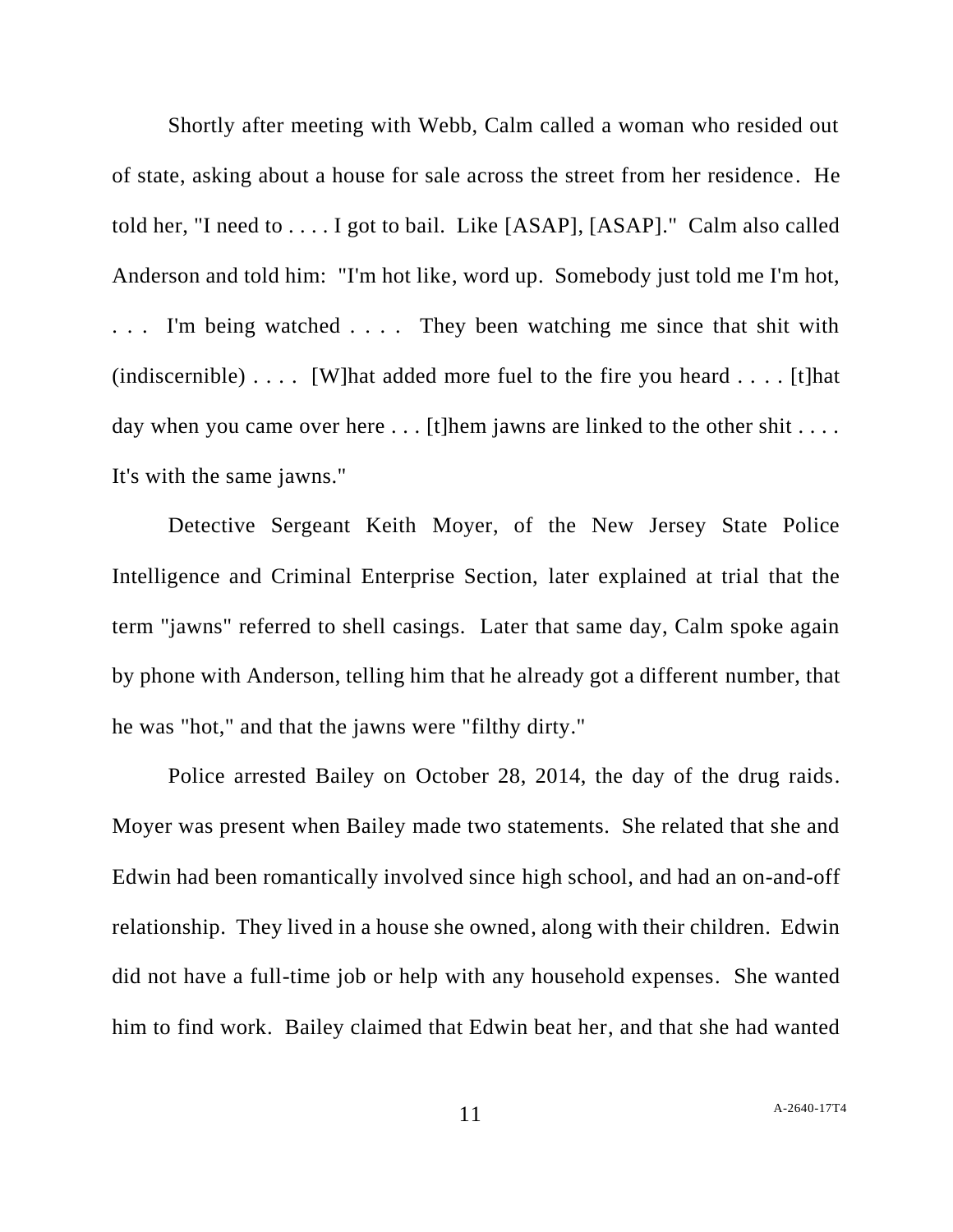Shortly after meeting with Webb, Calm called a woman who resided out of state, asking about a house for sale across the street from her residence. He told her, "I need to . . . . I got to bail. Like [ASAP], [ASAP]." Calm also called Anderson and told him: "I'm hot like, word up. Somebody just told me I'm hot, . . . I'm being watched . . . . They been watching me since that shit with (indiscernible) . . . . [W]hat added more fuel to the fire you heard . . . . [t]hat day when you came over here . . . [t]hem jawns are linked to the other shit . . . . It's with the same jawns."

Detective Sergeant Keith Moyer, of the New Jersey State Police Intelligence and Criminal Enterprise Section, later explained at trial that the term "jawns" referred to shell casings. Later that same day, Calm spoke again by phone with Anderson, telling him that he already got a different number, that he was "hot," and that the jawns were "filthy dirty."

Police arrested Bailey on October 28, 2014, the day of the drug raids. Moyer was present when Bailey made two statements. She related that she and Edwin had been romantically involved since high school, and had an on-and-off relationship. They lived in a house she owned, along with their children. Edwin did not have a full-time job or help with any household expenses. She wanted him to find work. Bailey claimed that Edwin beat her, and that she had wanted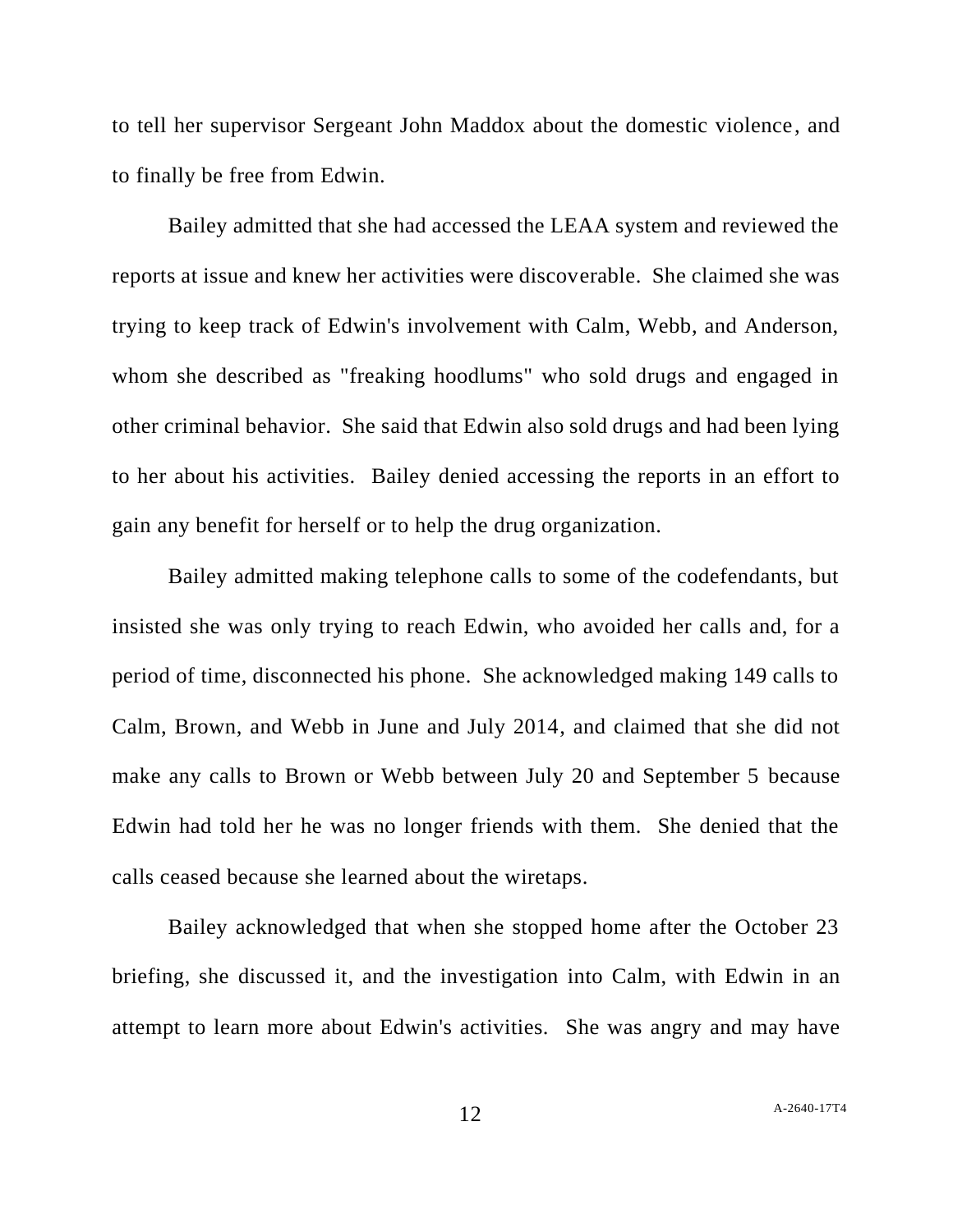to tell her supervisor Sergeant John Maddox about the domestic violence, and to finally be free from Edwin.

Bailey admitted that she had accessed the LEAA system and reviewed the reports at issue and knew her activities were discoverable. She claimed she was trying to keep track of Edwin's involvement with Calm, Webb, and Anderson, whom she described as "freaking hoodlums" who sold drugs and engaged in other criminal behavior. She said that Edwin also sold drugs and had been lying to her about his activities. Bailey denied accessing the reports in an effort to gain any benefit for herself or to help the drug organization.

Bailey admitted making telephone calls to some of the codefendants, but insisted she was only trying to reach Edwin, who avoided her calls and, for a period of time, disconnected his phone. She acknowledged making 149 calls to Calm, Brown, and Webb in June and July 2014, and claimed that she did not make any calls to Brown or Webb between July 20 and September 5 because Edwin had told her he was no longer friends with them. She denied that the calls ceased because she learned about the wiretaps.

Bailey acknowledged that when she stopped home after the October 23 briefing, she discussed it, and the investigation into Calm, with Edwin in an attempt to learn more about Edwin's activities. She was angry and may have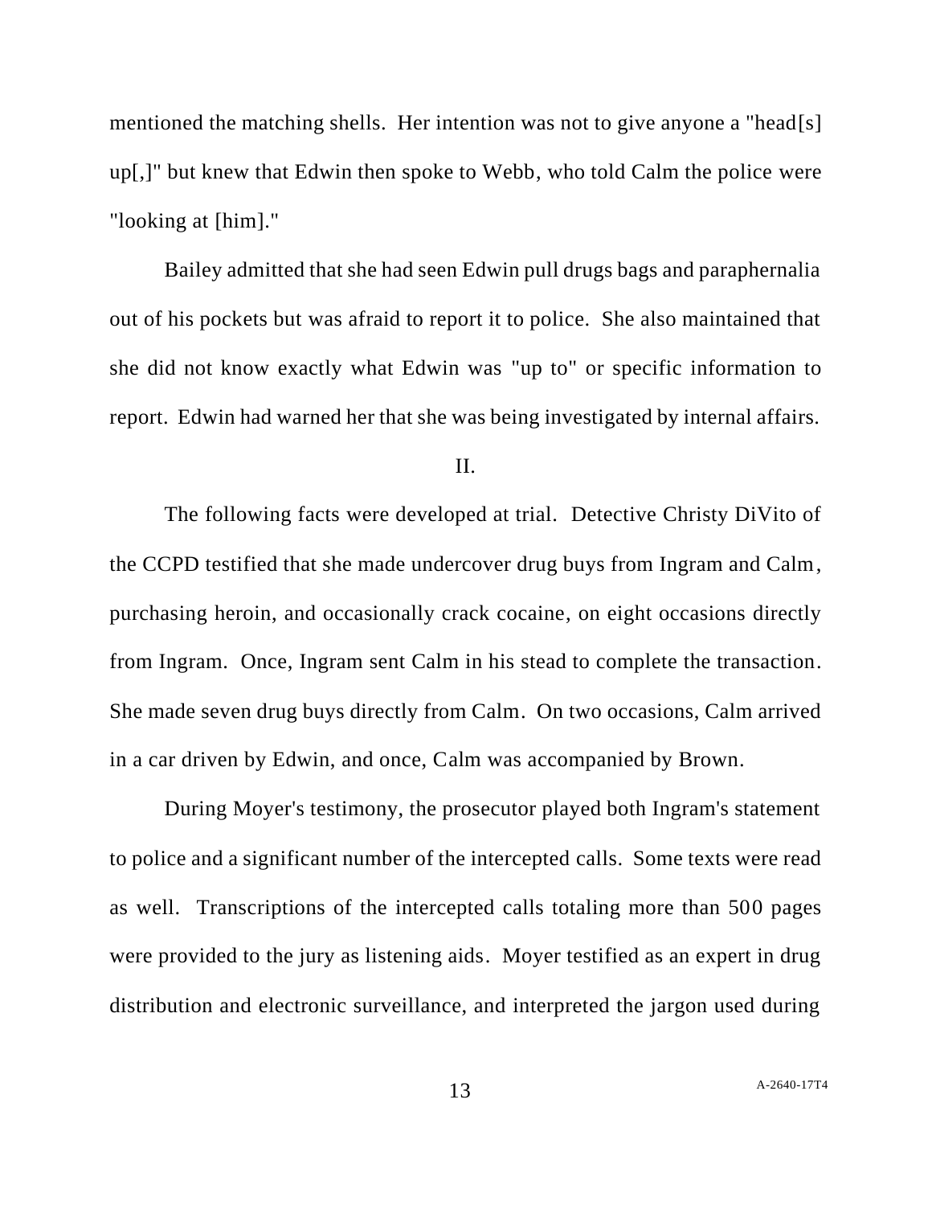mentioned the matching shells. Her intention was not to give anyone a "head[s] up[,]" but knew that Edwin then spoke to Webb, who told Calm the police were "looking at [him]."

Bailey admitted that she had seen Edwin pull drugs bags and paraphernalia out of his pockets but was afraid to report it to police. She also maintained that she did not know exactly what Edwin was "up to" or specific information to report. Edwin had warned her that she was being investigated by internal affairs.

II.

The following facts were developed at trial. Detective Christy DiVito of the CCPD testified that she made undercover drug buys from Ingram and Calm, purchasing heroin, and occasionally crack cocaine, on eight occasions directly from Ingram. Once, Ingram sent Calm in his stead to complete the transaction. She made seven drug buys directly from Calm. On two occasions, Calm arrived in a car driven by Edwin, and once, Calm was accompanied by Brown.

During Moyer's testimony, the prosecutor played both Ingram's statement to police and a significant number of the intercepted calls. Some texts were read as well. Transcriptions of the intercepted calls totaling more than 500 pages were provided to the jury as listening aids. Moyer testified as an expert in drug distribution and electronic surveillance, and interpreted the jargon used during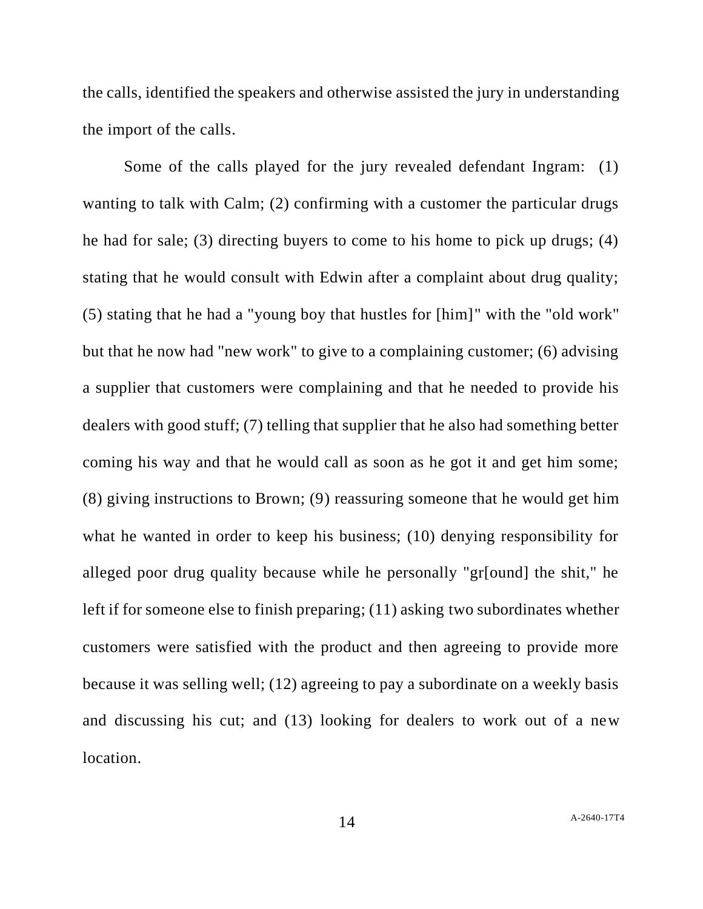the calls, identified the speakers and otherwise assisted the jury in understanding the import of the calls.

Some of the calls played for the jury revealed defendant Ingram: (1) wanting to talk with Calm; (2) confirming with a customer the particular drugs he had for sale; (3) directing buyers to come to his home to pick up drugs; (4) stating that he would consult with Edwin after a complaint about drug quality; (5) stating that he had a "young boy that hustles for [him]" with the "old work" but that he now had "new work" to give to a complaining customer; (6) advising a supplier that customers were complaining and that he needed to provide his dealers with good stuff; (7) telling that supplier that he also had something better coming his way and that he would call as soon as he got it and get him some; (8) giving instructions to Brown; (9) reassuring someone that he would get him what he wanted in order to keep his business; (10) denying responsibility for alleged poor drug quality because while he personally "gr[ound] the shit," he left if for someone else to finish preparing; (11) asking two subordinates whether customers were satisfied with the product and then agreeing to provide more because it was selling well; (12) agreeing to pay a subordinate on a weekly basis and discussing his cut; and (13) looking for dealers to work out of a new location.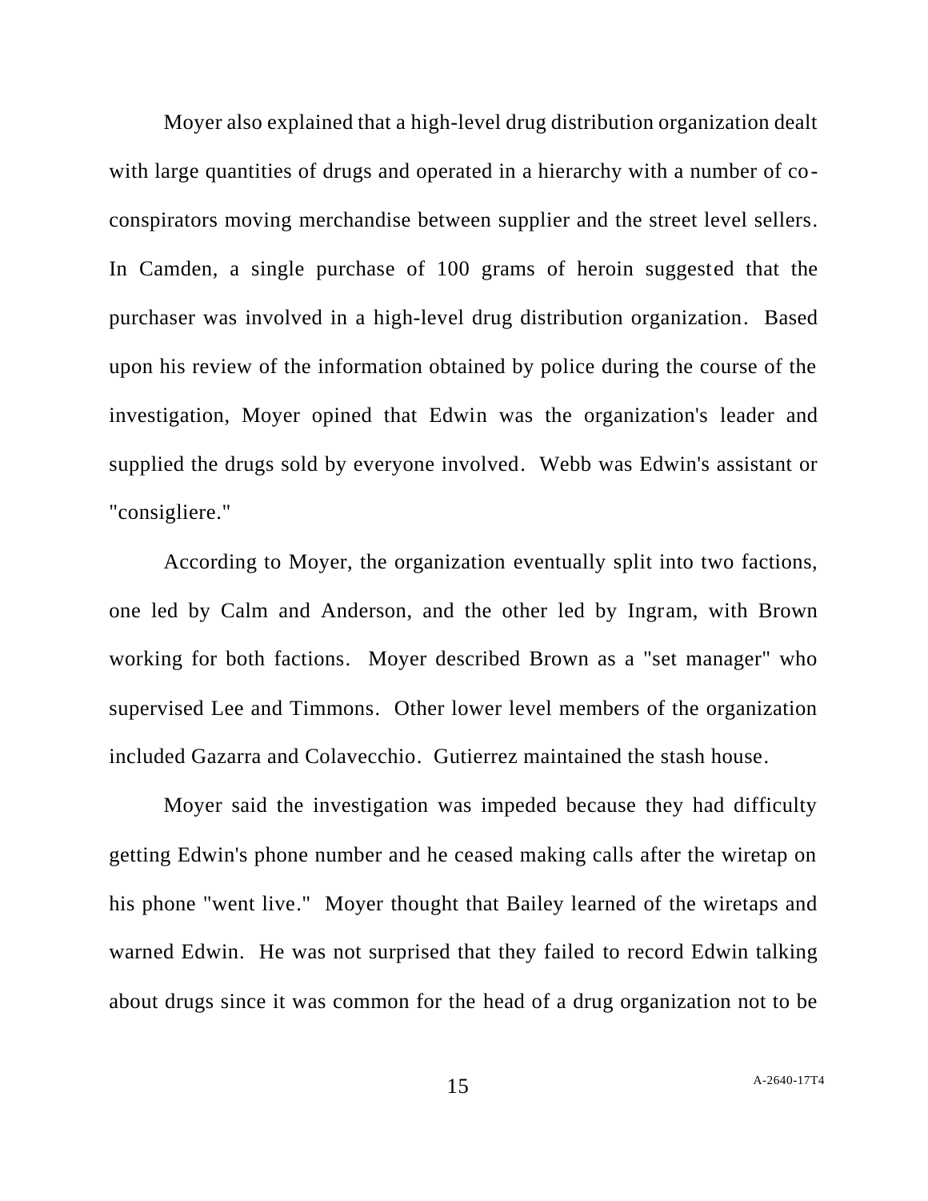Moyer also explained that a high-level drug distribution organization dealt with large quantities of drugs and operated in a hierarchy with a number of co-conspirators moving merchandise between supplier and the street level sellers. In Camden, a single purchase of 100 grams of heroin suggested that the purchaser was involved in a high-level drug distribution organization. Based upon his review of the information obtained by police during the course of the investigation, Moyer opined that Edwin was the organization's leader and supplied the drugs sold by everyone involved. Webb was Edwin's assistant or "consigliere."

According to Moyer, the organization eventually split into two factions, one led by Calm and Anderson, and the other led by Ingram, with Brown working for both factions. Moyer described Brown as a "set manager" who supervised Lee and Timmons. Other lower level members of the organization included Gazarra and Colavecchio. Gutierrez maintained the stash house.

Moyer said the investigation was impeded because they had difficulty getting Edwin's phone number and he ceased making calls after the wiretap on his phone "went live." Moyer thought that Bailey learned of the wiretaps and warned Edwin. He was not surprised that they failed to record Edwin talking about drugs since it was common for the head of a drug organization not to be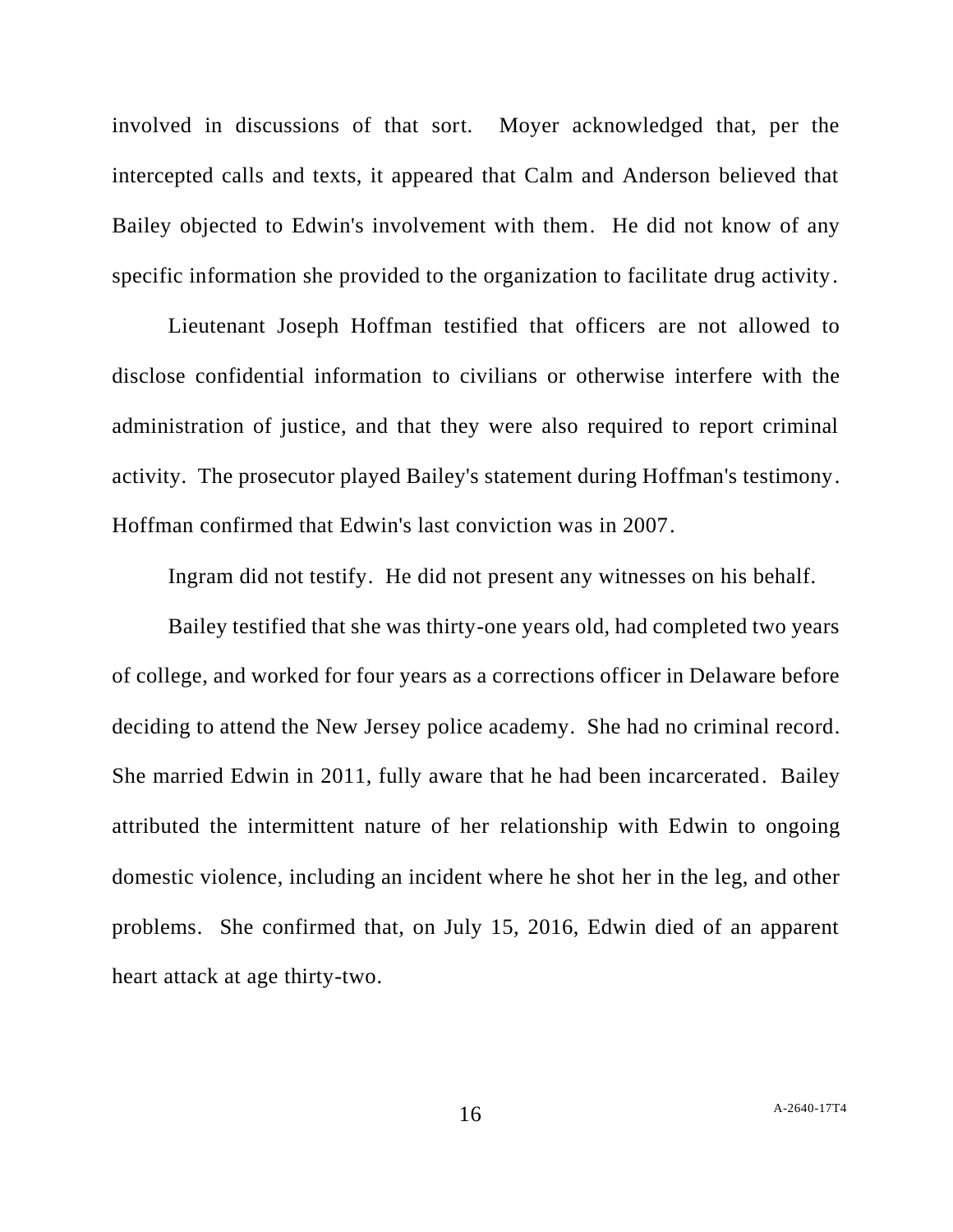involved in discussions of that sort. Moyer acknowledged that, per the intercepted calls and texts, it appeared that Calm and Anderson believed that Bailey objected to Edwin's involvement with them. He did not know of any specific information she provided to the organization to facilitate drug activity.

Lieutenant Joseph Hoffman testified that officers are not allowed to disclose confidential information to civilians or otherwise interfere with the administration of justice, and that they were also required to report criminal activity. The prosecutor played Bailey's statement during Hoffman's testimony. Hoffman confirmed that Edwin's last conviction was in 2007.

Ingram did not testify. He did not present any witnesses on his behalf.

Bailey testified that she was thirty-one years old, had completed two years of college, and worked for four years as a corrections officer in Delaware before deciding to attend the New Jersey police academy. She had no criminal record. She married Edwin in 2011, fully aware that he had been incarcerated. Bailey attributed the intermittent nature of her relationship with Edwin to ongoing domestic violence, including an incident where he shot her in the leg, and other problems. She confirmed that, on July 15, 2016, Edwin died of an apparent heart attack at age thirty-two.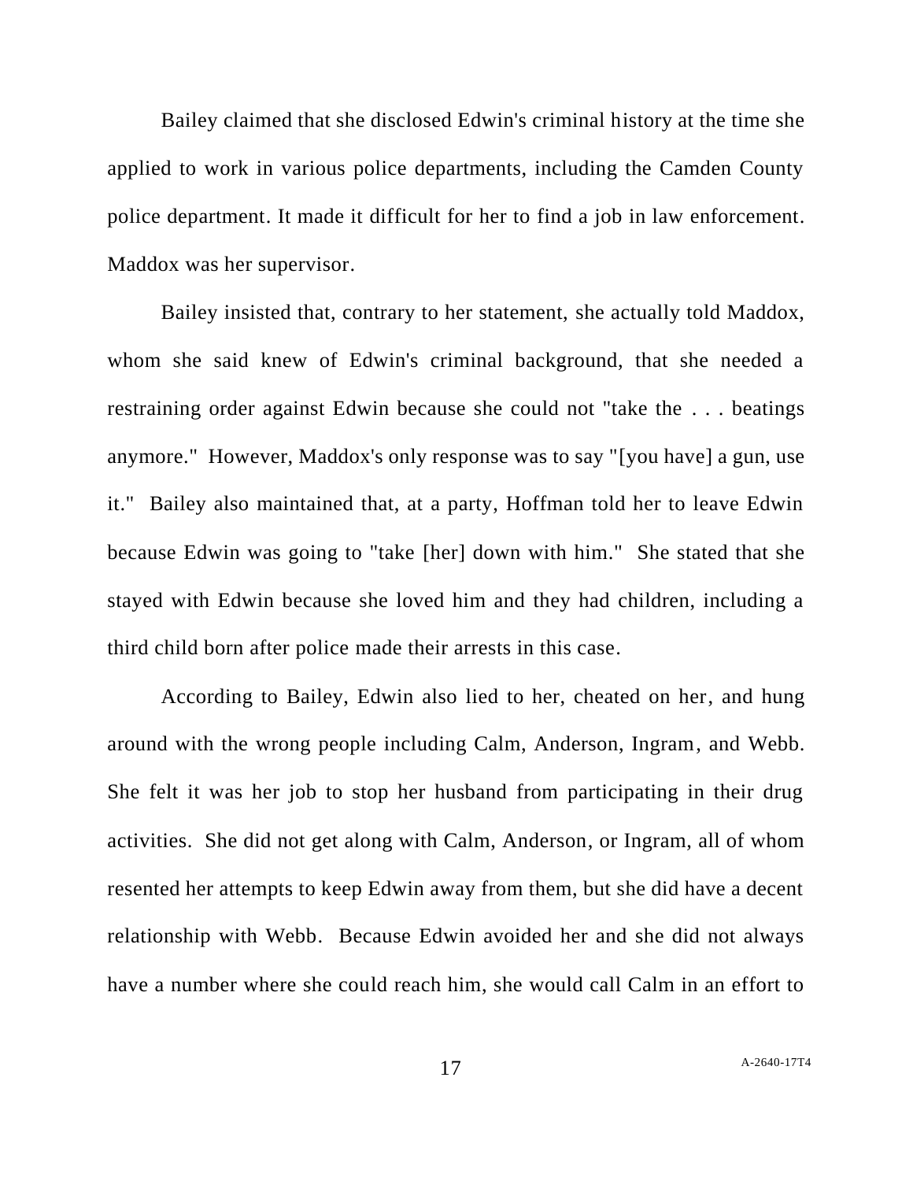Bailey claimed that she disclosed Edwin's criminal history at the time she applied to work in various police departments, including the Camden County police department. It made it difficult for her to find a job in law enforcement. Maddox was her supervisor.

Bailey insisted that, contrary to her statement, she actually told Maddox, whom she said knew of Edwin's criminal background, that she needed a restraining order against Edwin because she could not "take the . . . beatings anymore." However, Maddox's only response was to say "[you have] a gun, use it." Bailey also maintained that, at a party, Hoffman told her to leave Edwin because Edwin was going to "take [her] down with him." She stated that she stayed with Edwin because she loved him and they had children, including a third child born after police made their arrests in this case.

According to Bailey, Edwin also lied to her, cheated on her, and hung around with the wrong people including Calm, Anderson, Ingram, and Webb. She felt it was her job to stop her husband from participating in their drug activities. She did not get along with Calm, Anderson, or Ingram, all of whom resented her attempts to keep Edwin away from them, but she did have a decent relationship with Webb. Because Edwin avoided her and she did not always have a number where she could reach him, she would call Calm in an effort to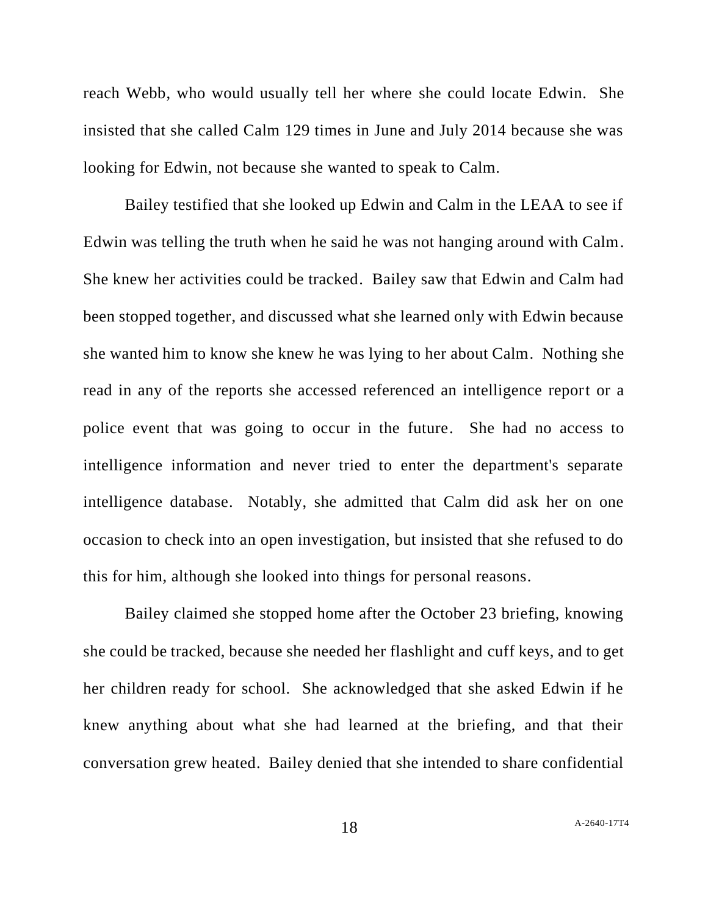reach Webb, who would usually tell her where she could locate Edwin. She insisted that she called Calm 129 times in June and July 2014 because she was looking for Edwin, not because she wanted to speak to Calm.

Bailey testified that she looked up Edwin and Calm in the LEAA to see if Edwin was telling the truth when he said he was not hanging around with Calm. She knew her activities could be tracked. Bailey saw that Edwin and Calm had been stopped together, and discussed what she learned only with Edwin because she wanted him to know she knew he was lying to her about Calm. Nothing she read in any of the reports she accessed referenced an intelligence report or a police event that was going to occur in the future. She had no access to intelligence information and never tried to enter the department's separate intelligence database. Notably, she admitted that Calm did ask her on one occasion to check into an open investigation, but insisted that she refused to do this for him, although she looked into things for personal reasons.

Bailey claimed she stopped home after the October 23 briefing, knowing she could be tracked, because she needed her flashlight and cuff keys, and to get her children ready for school. She acknowledged that she asked Edwin if he knew anything about what she had learned at the briefing, and that their conversation grew heated. Bailey denied that she intended to share confidential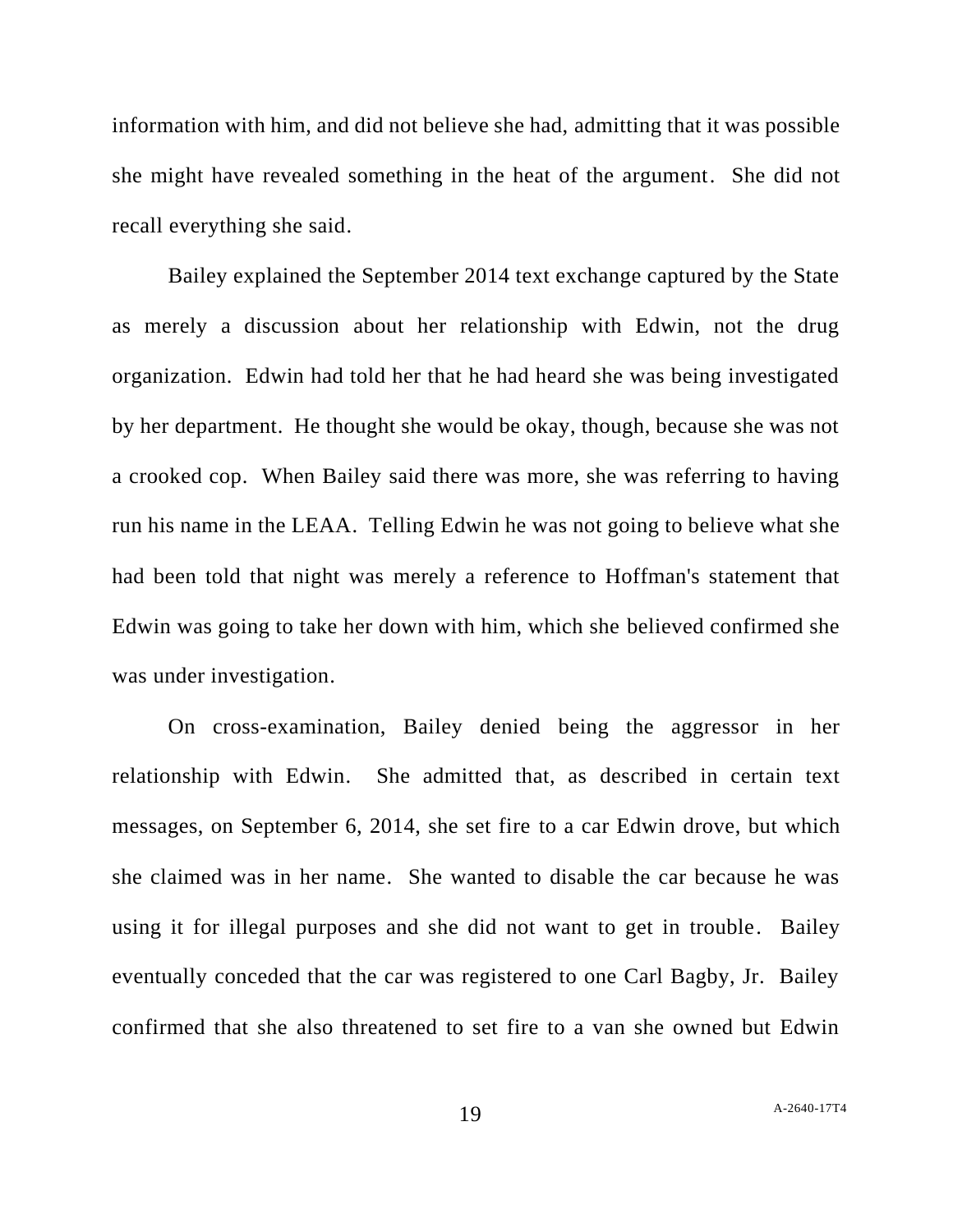information with him, and did not believe she had, admitting that it was possible she might have revealed something in the heat of the argument. She did not recall everything she said.

Bailey explained the September 2014 text exchange captured by the State as merely a discussion about her relationship with Edwin, not the drug organization. Edwin had told her that he had heard she was being investigated by her department. He thought she would be okay, though, because she was not a crooked cop. When Bailey said there was more, she was referring to having run his name in the LEAA. Telling Edwin he was not going to believe what she had been told that night was merely a reference to Hoffman's statement that Edwin was going to take her down with him, which she believed confirmed she was under investigation.

On cross-examination, Bailey denied being the aggressor in her relationship with Edwin. She admitted that, as described in certain text messages, on September 6, 2014, she set fire to a car Edwin drove, but which she claimed was in her name. She wanted to disable the car because he was using it for illegal purposes and she did not want to get in trouble. Bailey eventually conceded that the car was registered to one Carl Bagby, Jr. Bailey confirmed that she also threatened to set fire to a van she owned but Edwin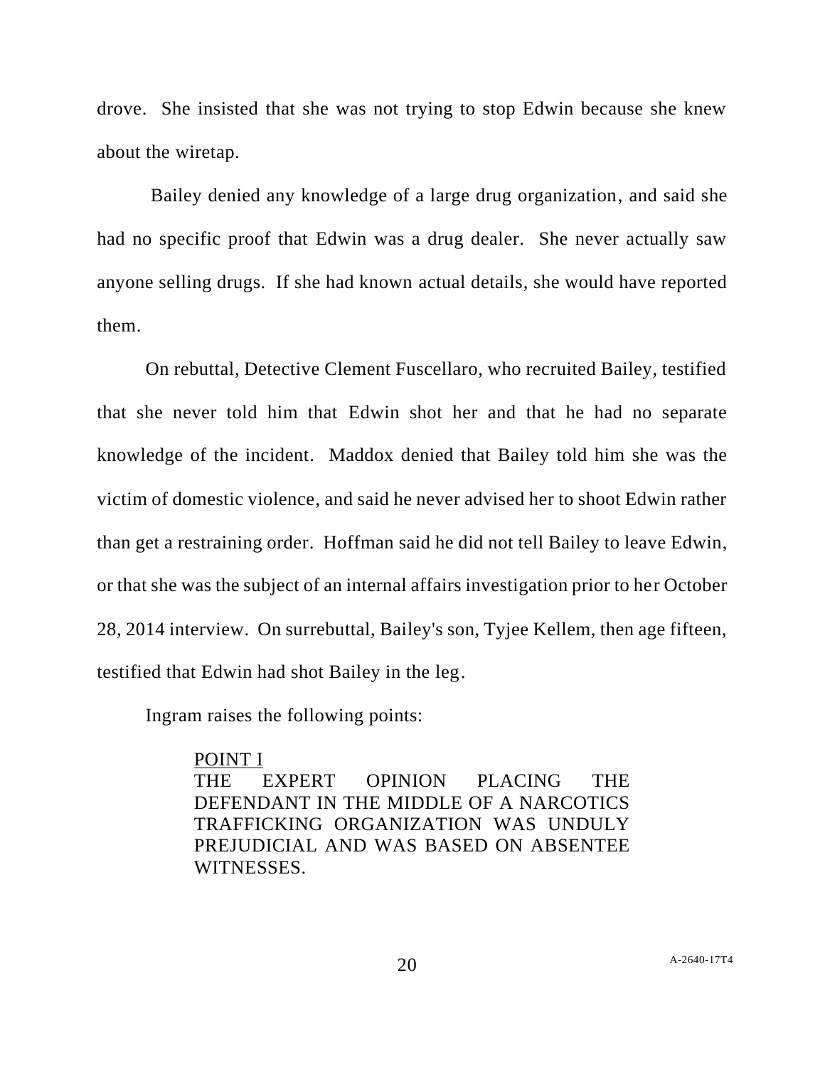drove. She insisted that she was not trying to stop Edwin because she knew about the wiretap.

Bailey denied any knowledge of a large drug organization, and said she had no specific proof that Edwin was a drug dealer. She never actually saw anyone selling drugs. If she had known actual details, she would have reported them.

On rebuttal, Detective Clement Fuscellaro, who recruited Bailey, testified that she never told him that Edwin shot her and that he had no separate knowledge of the incident. Maddox denied that Bailey told him she was the victim of domestic violence, and said he never advised her to shoot Edwin rather than get a restraining order. Hoffman said he did not tell Bailey to leave Edwin, or that she was the subject of an internal affairs investigation prior to her October 28, 2014 interview. On surrebuttal, Bailey's son, Tyjee Kellem, then age fifteen, testified that Edwin had shot Bailey in the leg.

Ingram raises the following points:

> <u>POINT I</u>
> THE EXPERT OPINION PLACING THE DEFENDANT IN THE MIDDLE OF A NARCOTICS TRAFFICKING ORGANIZATION WAS UNDULY PREJUDICIAL AND WAS BASED ON ABSENTEE WITNESSES.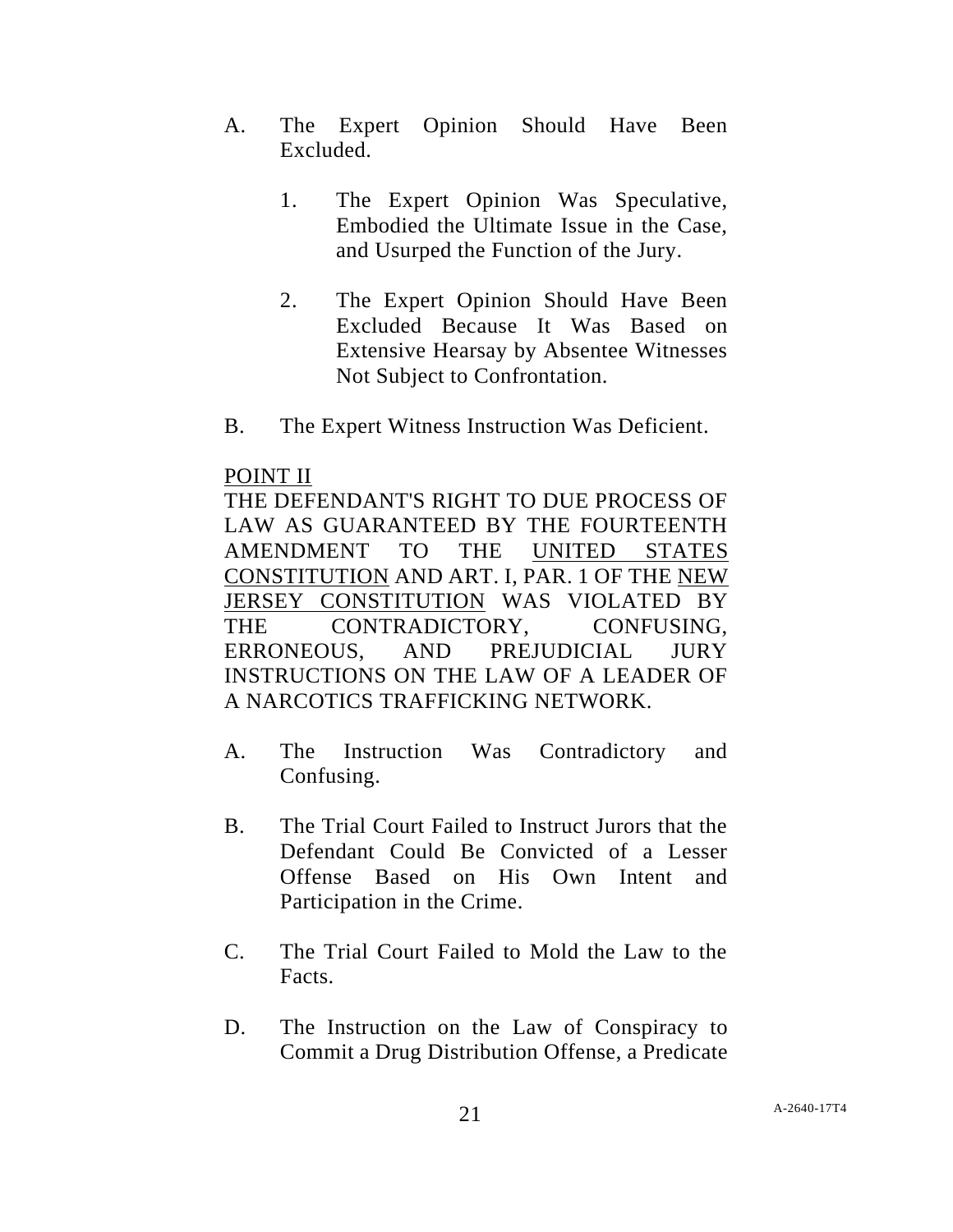A. The Expert Opinion Should Have Been Excluded.

   1. The Expert Opinion Was Speculative, Embodied the Ultimate Issue in the Case, and Usurped the Function of the Jury.

   2. The Expert Opinion Should Have Been Excluded Because It Was Based on Extensive Hearsay by Absentee Witnesses Not Subject to Confrontation.

B. The Expert Witness Instruction Was Deficient.

<u>POINT II</u>
THE DEFENDANT'S RIGHT TO DUE PROCESS OF LAW AS GUARANTEED BY THE FOURTEENTH AMENDMENT TO THE <u>UNITED STATES CONSTITUTION</u> AND ART. I, PAR. 1 OF THE <u>NEW JERSEY CONSTITUTION</u> WAS VIOLATED BY THE CONTRADICTORY, CONFUSING, ERRONEOUS, AND PREJUDICIAL JURY INSTRUCTIONS ON THE LAW OF A LEADER OF A NARCOTICS TRAFFICKING NETWORK.

A. The Instruction Was Contradictory and Confusing.

B. The Trial Court Failed to Instruct Jurors that the Defendant Could Be Convicted of a Lesser Offense Based on His Own Intent and Participation in the Crime.

C. The Trial Court Failed to Mold the Law to the Facts.

D. The Instruction on the Law of Conspiracy to Commit a Drug Distribution Offense, a Predicate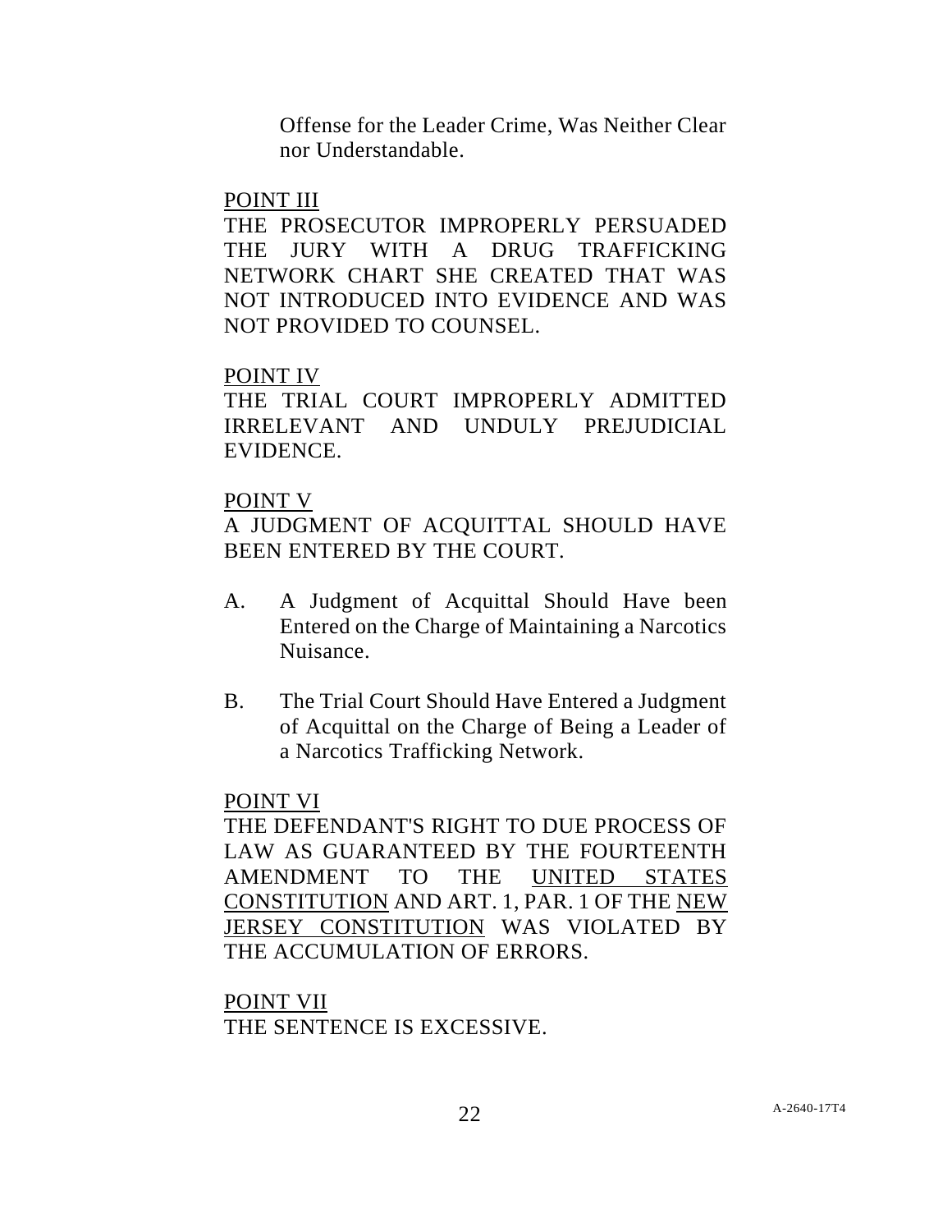Offense for the Leader Crime, Was Neither Clear nor Understandable.

POINT III

THE PROSECUTOR IMPROPERLY PERSUADED THE JURY WITH A DRUG TRAFFICKING NETWORK CHART SHE CREATED THAT WAS NOT INTRODUCED INTO EVIDENCE AND WAS NOT PROVIDED TO COUNSEL.

POINT IV

THE TRIAL COURT IMPROPERLY ADMITTED IRRELEVANT AND UNDULY PREJUDICIAL EVIDENCE.

POINT V

A JUDGMENT OF ACQUITTAL SHOULD HAVE BEEN ENTERED BY THE COURT.

A. A Judgment of Acquittal Should Have been Entered on the Charge of Maintaining a Narcotics Nuisance.

B. The Trial Court Should Have Entered a Judgment of Acquittal on the Charge of Being a Leader of a Narcotics Trafficking Network.

POINT VI

THE DEFENDANT'S RIGHT TO DUE PROCESS OF LAW AS GUARANTEED BY THE FOURTEENTH AMENDMENT TO THE UNITED STATES CONSTITUTION AND ART. 1, PAR. 1 OF THE NEW JERSEY CONSTITUTION WAS VIOLATED BY THE ACCUMULATION OF ERRORS.

POINT VII

THE SENTENCE IS EXCESSIVE.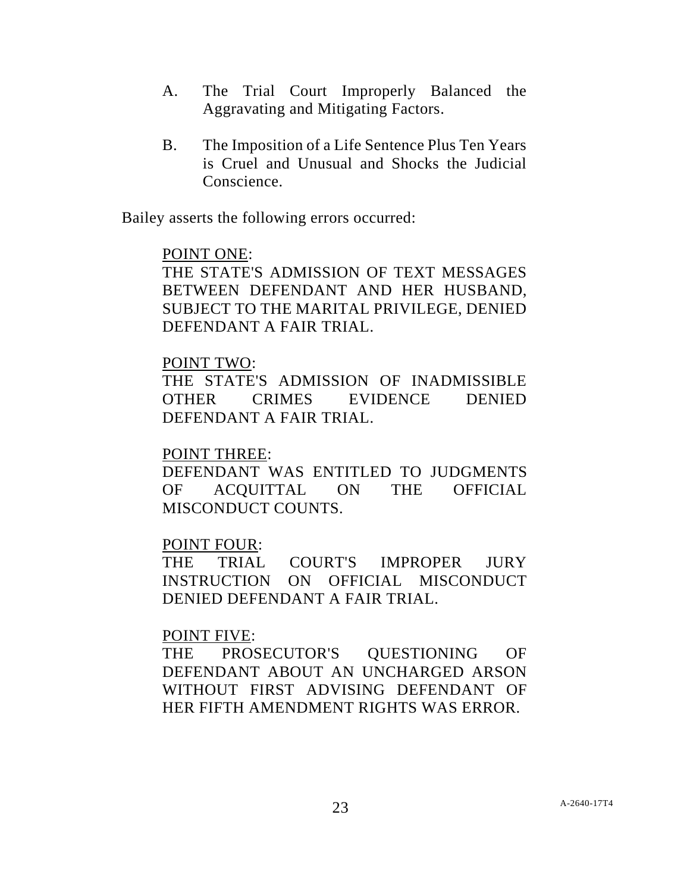A. The Trial Court Improperly Balanced the Aggravating and Mitigating Factors.

B. The Imposition of a Life Sentence Plus Ten Years is Cruel and Unusual and Shocks the Judicial Conscience.

Bailey asserts the following errors occurred:

<u>POINT ONE</u>:
THE STATE'S ADMISSION OF TEXT MESSAGES BETWEEN DEFENDANT AND HER HUSBAND, SUBJECT TO THE MARITAL PRIVILEGE, DENIED DEFENDANT A FAIR TRIAL.

<u>POINT TWO</u>:
THE STATE'S ADMISSION OF INADMISSIBLE OTHER CRIMES EVIDENCE DENIED DEFENDANT A FAIR TRIAL.

<u>POINT THREE</u>:
DEFENDANT WAS ENTITLED TO JUDGMENTS OF ACQUITTAL ON THE OFFICIAL MISCONDUCT COUNTS.

<u>POINT FOUR</u>:
THE TRIAL COURT'S IMPROPER JURY INSTRUCTION ON OFFICIAL MISCONDUCT DENIED DEFENDANT A FAIR TRIAL.

<u>POINT FIVE</u>:
THE PROSECUTOR'S QUESTIONING OF DEFENDANT ABOUT AN UNCHARGED ARSON WITHOUT FIRST ADVISING DEFENDANT OF HER FIFTH AMENDMENT RIGHTS WAS ERROR.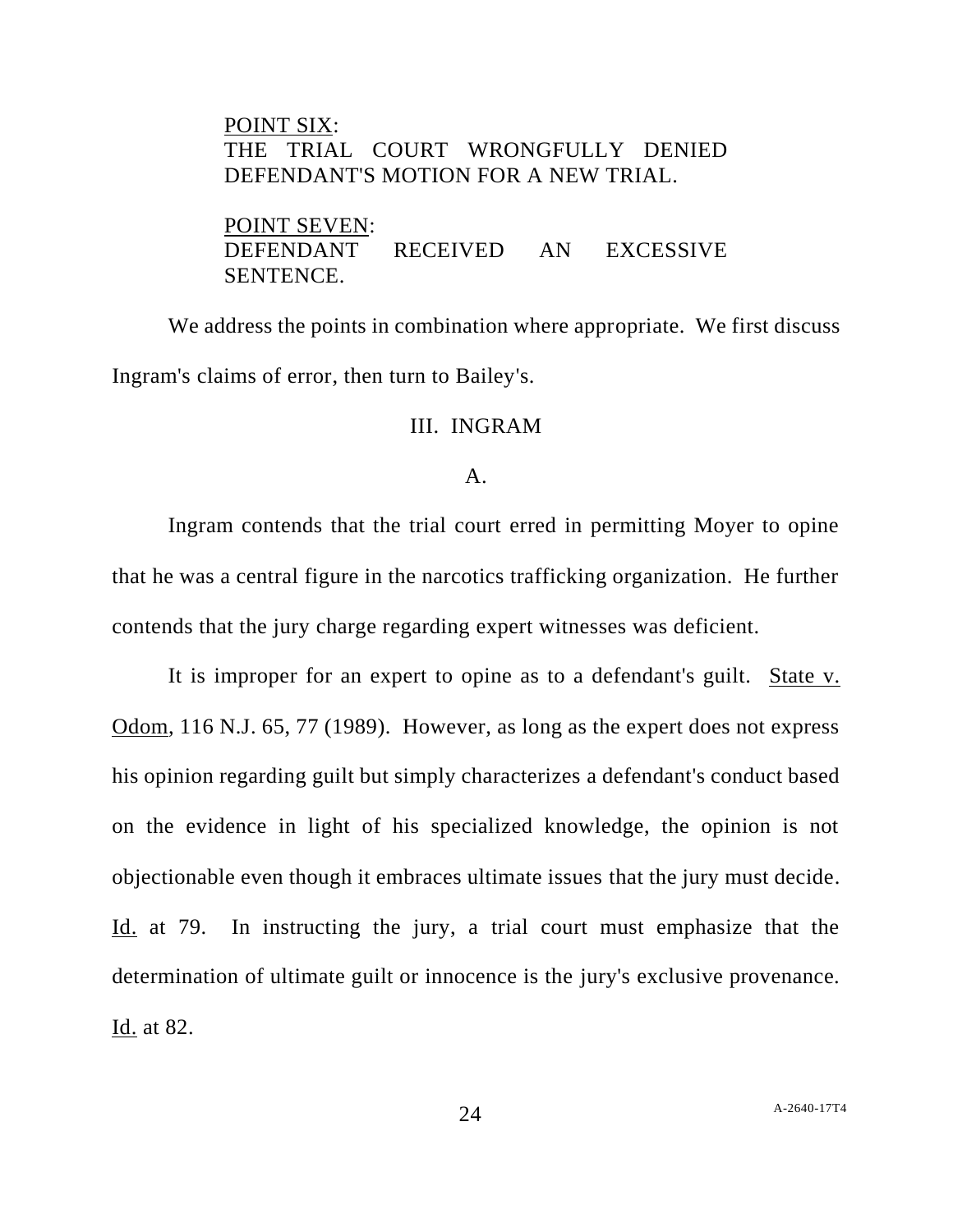<u>POINT SIX</u>:
THE TRIAL COURT WRONGFULLY DENIED DEFENDANT'S MOTION FOR A NEW TRIAL.

<u>POINT SEVEN</u>:
DEFENDANT RECEIVED AN EXCESSIVE SENTENCE.

We address the points in combination where appropriate. We first discuss Ingram's claims of error, then turn to Bailey's.

## III. INGRAM

### A.

Ingram contends that the trial court erred in permitting Moyer to opine that he was a central figure in the narcotics trafficking organization. He further contends that the jury charge regarding expert witnesses was deficient.

It is improper for an expert to opine as to a defendant's guilt. <u>State v. Odom</u>, 116 N.J. 65, 77 (1989). However, as long as the expert does not express his opinion regarding guilt but simply characterizes a defendant's conduct based on the evidence in light of his specialized knowledge, the opinion is not objectionable even though it embraces ultimate issues that the jury must decide. <u>Id.</u> at 79. In instructing the jury, a trial court must emphasize that the determination of ultimate guilt or innocence is the jury's exclusive provenance. <u>Id.</u> at 82.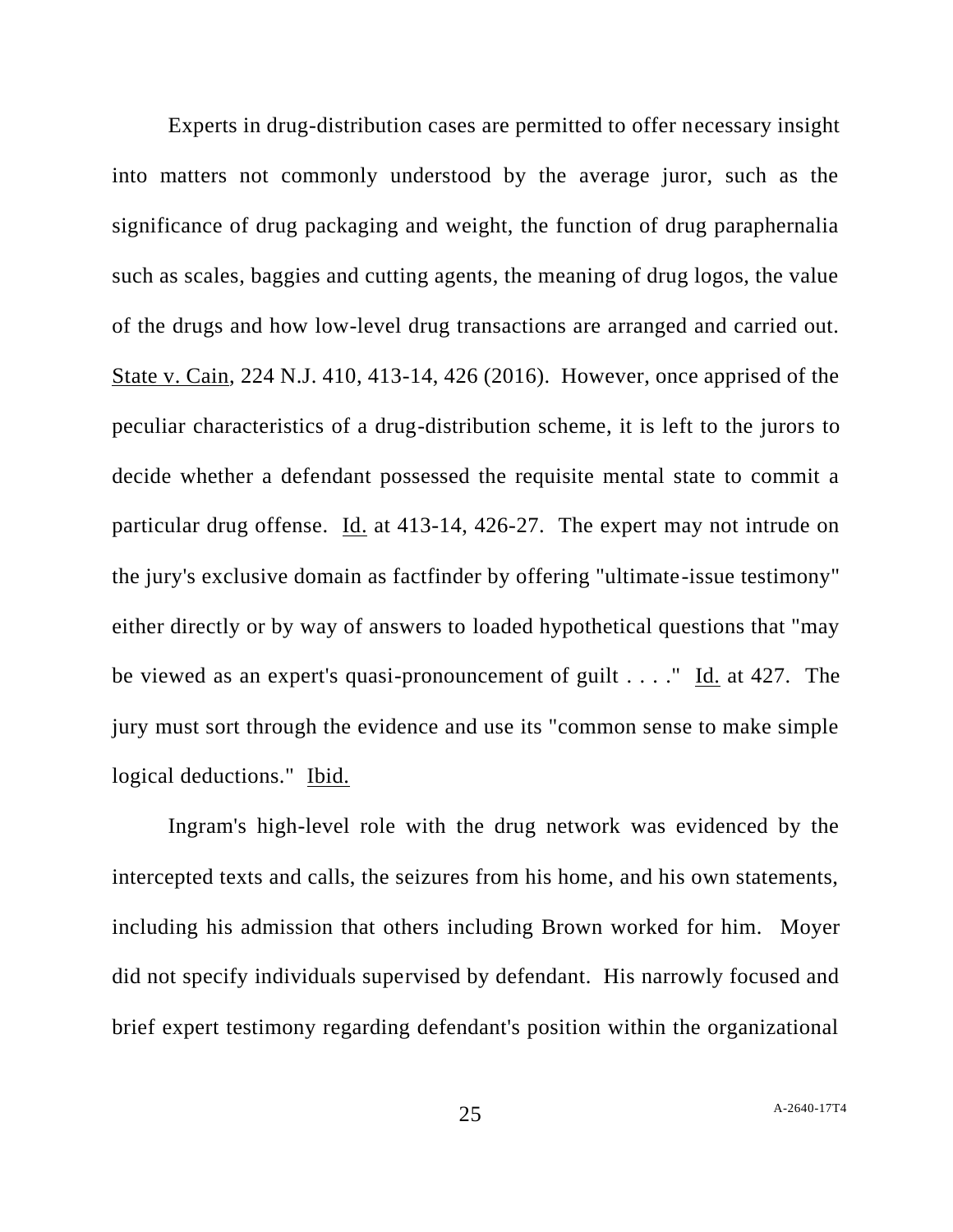Experts in drug-distribution cases are permitted to offer necessary insight into matters not commonly understood by the average juror, such as the significance of drug packaging and weight, the function of drug paraphernalia such as scales, baggies and cutting agents, the meaning of drug logos, the value of the drugs and how low-level drug transactions are arranged and carried out. State v. Cain, 224 N.J. 410, 413-14, 426 (2016). However, once apprised of the peculiar characteristics of a drug-distribution scheme, it is left to the jurors to decide whether a defendant possessed the requisite mental state to commit a particular drug offense. Id. at 413-14, 426-27. The expert may not intrude on the jury's exclusive domain as factfinder by offering "ultimate-issue testimony" either directly or by way of answers to loaded hypothetical questions that "may be viewed as an expert's quasi-pronouncement of guilt . . . ." Id. at 427. The jury must sort through the evidence and use its "common sense to make simple logical deductions." Ibid.

Ingram's high-level role with the drug network was evidenced by the intercepted texts and calls, the seizures from his home, and his own statements, including his admission that others including Brown worked for him. Moyer did not specify individuals supervised by defendant. His narrowly focused and brief expert testimony regarding defendant's position within the organizational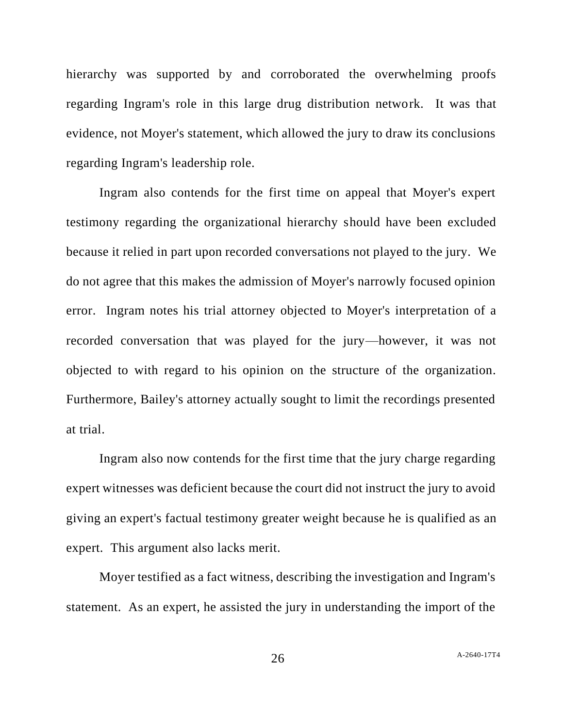hierarchy was supported by and corroborated the overwhelming proofs regarding Ingram's role in this large drug distribution network. It was that evidence, not Moyer's statement, which allowed the jury to draw its conclusions regarding Ingram's leadership role.

Ingram also contends for the first time on appeal that Moyer's expert testimony regarding the organizational hierarchy should have been excluded because it relied in part upon recorded conversations not played to the jury. We do not agree that this makes the admission of Moyer's narrowly focused opinion error. Ingram notes his trial attorney objected to Moyer's interpretation of a recorded conversation that was played for the jury—however, it was not objected to with regard to his opinion on the structure of the organization. Furthermore, Bailey's attorney actually sought to limit the recordings presented at trial.

Ingram also now contends for the first time that the jury charge regarding expert witnesses was deficient because the court did not instruct the jury to avoid giving an expert's factual testimony greater weight because he is qualified as an expert. This argument also lacks merit.

Moyer testified as a fact witness, describing the investigation and Ingram's statement. As an expert, he assisted the jury in understanding the import of the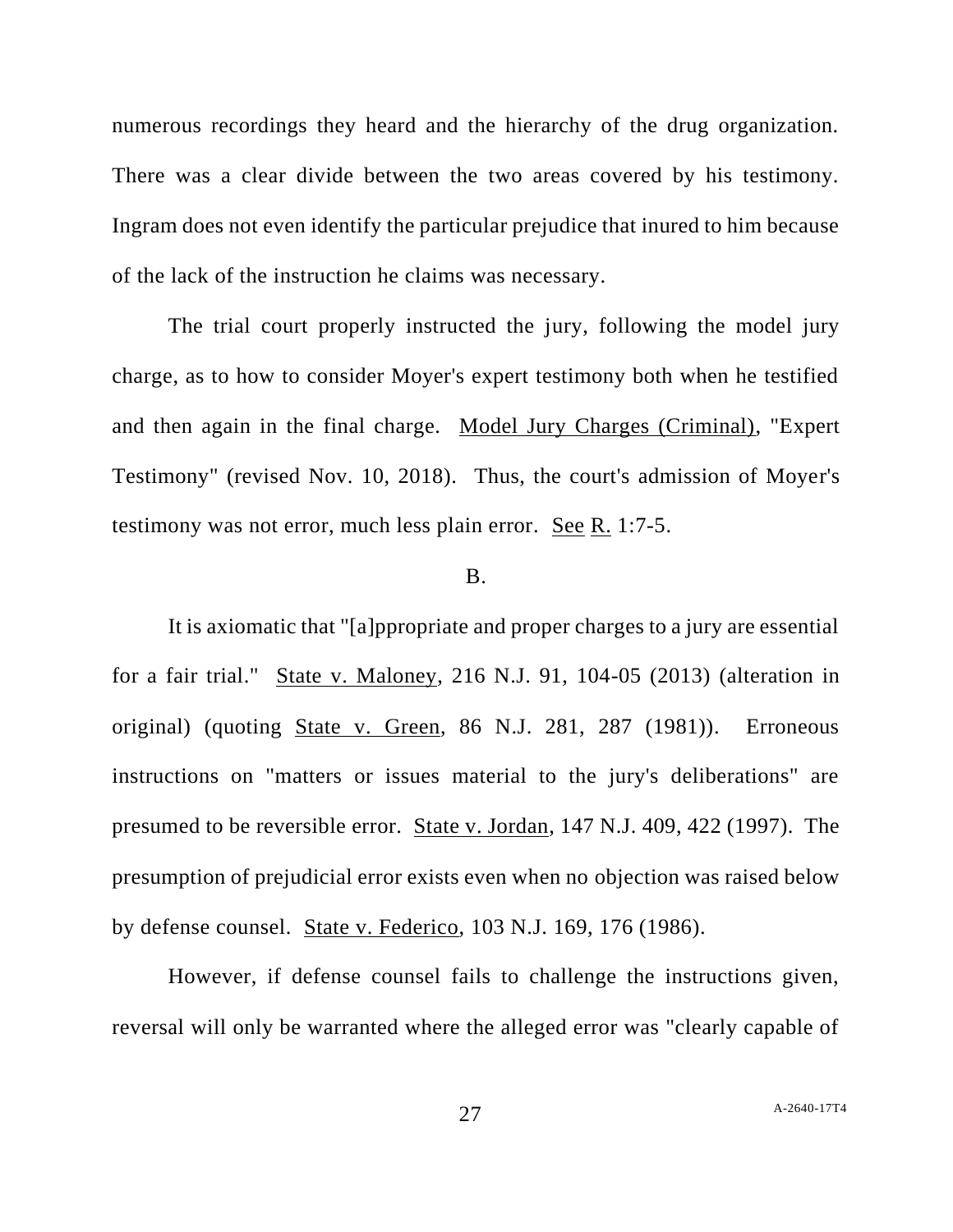numerous recordings they heard and the hierarchy of the drug organization. There was a clear divide between the two areas covered by his testimony. Ingram does not even identify the particular prejudice that inured to him because of the lack of the instruction he claims was necessary.

The trial court properly instructed the jury, following the model jury charge, as to how to consider Moyer's expert testimony both when he testified and then again in the final charge. Model Jury Charges (Criminal), "Expert Testimony" (revised Nov. 10, 2018). Thus, the court's admission of Moyer's testimony was not error, much less plain error. See R. 1:7-5.

B.

It is axiomatic that "[a]ppropriate and proper charges to a jury are essential for a fair trial." State v. Maloney, 216 N.J. 91, 104-05 (2013) (alteration in original) (quoting State v. Green, 86 N.J. 281, 287 (1981)). Erroneous instructions on "matters or issues material to the jury's deliberations" are presumed to be reversible error. State v. Jordan, 147 N.J. 409, 422 (1997). The presumption of prejudicial error exists even when no objection was raised below by defense counsel. State v. Federico, 103 N.J. 169, 176 (1986).

However, if defense counsel fails to challenge the instructions given, reversal will only be warranted where the alleged error was "clearly capable of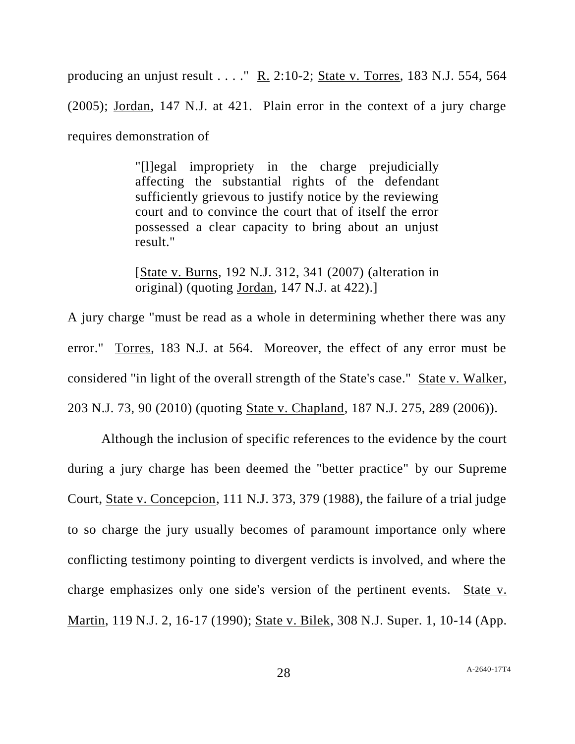producing an unjust result . . . ." R. 2:10-2; State v. Torres, 183 N.J. 554, 564 (2005); Jordan, 147 N.J. at 421. Plain error in the context of a jury charge requires demonstration of

> "[l]egal impropriety in the charge prejudicially affecting the substantial rights of the defendant sufficiently grievous to justify notice by the reviewing court and to convince the court that of itself the error possessed a clear capacity to bring about an unjust result."
>
> [State v. Burns, 192 N.J. 312, 341 (2007) (alteration in original) (quoting Jordan, 147 N.J. at 422).]

A jury charge "must be read as a whole in determining whether there was any error." Torres, 183 N.J. at 564. Moreover, the effect of any error must be considered "in light of the overall strength of the State's case." State v. Walker, 203 N.J. 73, 90 (2010) (quoting State v. Chapland, 187 N.J. 275, 289 (2006)).

Although the inclusion of specific references to the evidence by the court during a jury charge has been deemed the "better practice" by our Supreme Court, State v. Concepcion, 111 N.J. 373, 379 (1988), the failure of a trial judge to so charge the jury usually becomes of paramount importance only where conflicting testimony pointing to divergent verdicts is involved, and where the charge emphasizes only one side's version of the pertinent events. State v. Martin, 119 N.J. 2, 16-17 (1990); State v. Bilek, 308 N.J. Super. 1, 10-14 (App.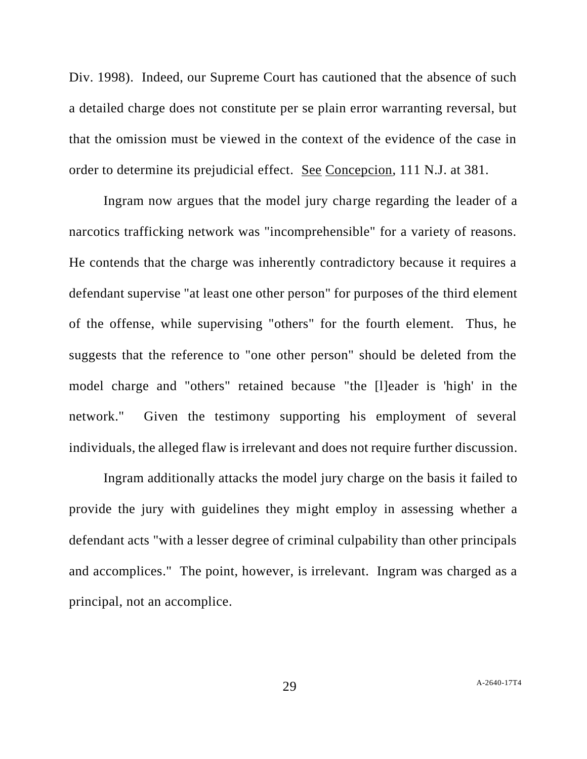Div. 1998). Indeed, our Supreme Court has cautioned that the absence of such a detailed charge does not constitute per se plain error warranting reversal, but that the omission must be viewed in the context of the evidence of the case in order to determine its prejudicial effect. See Concepcion, 111 N.J. at 381.

Ingram now argues that the model jury charge regarding the leader of a narcotics trafficking network was "incomprehensible" for a variety of reasons. He contends that the charge was inherently contradictory because it requires a defendant supervise "at least one other person" for purposes of the third element of the offense, while supervising "others" for the fourth element. Thus, he suggests that the reference to "one other person" should be deleted from the model charge and "others" retained because "the [l]eader is 'high' in the network." Given the testimony supporting his employment of several individuals, the alleged flaw is irrelevant and does not require further discussion.

Ingram additionally attacks the model jury charge on the basis it failed to provide the jury with guidelines they might employ in assessing whether a defendant acts "with a lesser degree of criminal culpability than other principals and accomplices." The point, however, is irrelevant. Ingram was charged as a principal, not an accomplice.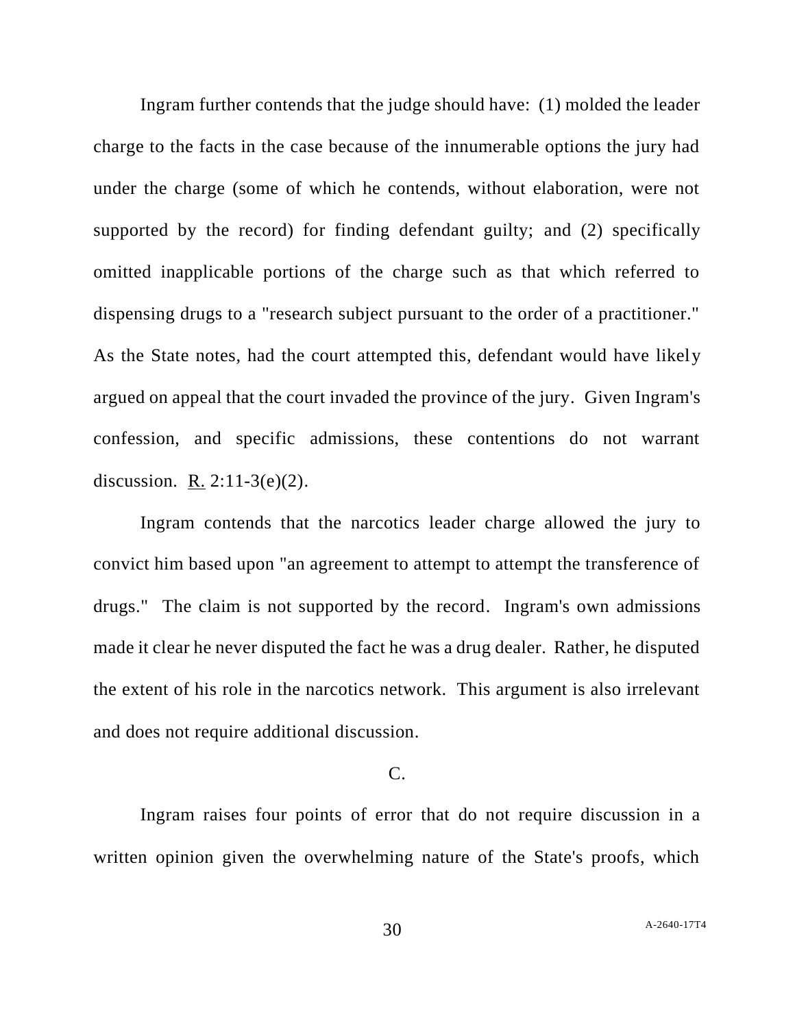Ingram further contends that the judge should have: (1) molded the leader charge to the facts in the case because of the innumerable options the jury had under the charge (some of which he contends, without elaboration, were not supported by the record) for finding defendant guilty; and (2) specifically omitted inapplicable portions of the charge such as that which referred to dispensing drugs to a "research subject pursuant to the order of a practitioner." As the State notes, had the court attempted this, defendant would have likely argued on appeal that the court invaded the province of the jury. Given Ingram's confession, and specific admissions, these contentions do not warrant discussion. R. 2:11-3(e)(2).

Ingram contends that the narcotics leader charge allowed the jury to convict him based upon "an agreement to attempt to attempt the transference of drugs." The claim is not supported by the record. Ingram's own admissions made it clear he never disputed the fact he was a drug dealer. Rather, he disputed the extent of his role in the narcotics network. This argument is also irrelevant and does not require additional discussion.

C.

Ingram raises four points of error that do not require discussion in a written opinion given the overwhelming nature of the State's proofs, which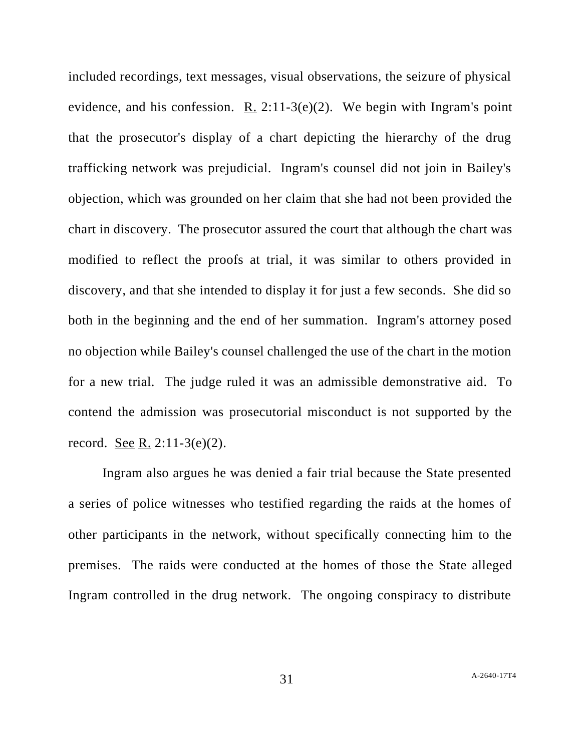included recordings, text messages, visual observations, the seizure of physical evidence, and his confession. R. 2:11-3(e)(2). We begin with Ingram's point that the prosecutor's display of a chart depicting the hierarchy of the drug trafficking network was prejudicial. Ingram's counsel did not join in Bailey's objection, which was grounded on her claim that she had not been provided the chart in discovery. The prosecutor assured the court that although the chart was modified to reflect the proofs at trial, it was similar to others provided in discovery, and that she intended to display it for just a few seconds. She did so both in the beginning and the end of her summation. Ingram's attorney posed no objection while Bailey's counsel challenged the use of the chart in the motion for a new trial. The judge ruled it was an admissible demonstrative aid. To contend the admission was prosecutorial misconduct is not supported by the record. See R. 2:11-3(e)(2).

Ingram also argues he was denied a fair trial because the State presented a series of police witnesses who testified regarding the raids at the homes of other participants in the network, without specifically connecting him to the premises. The raids were conducted at the homes of those the State alleged Ingram controlled in the drug network. The ongoing conspiracy to distribute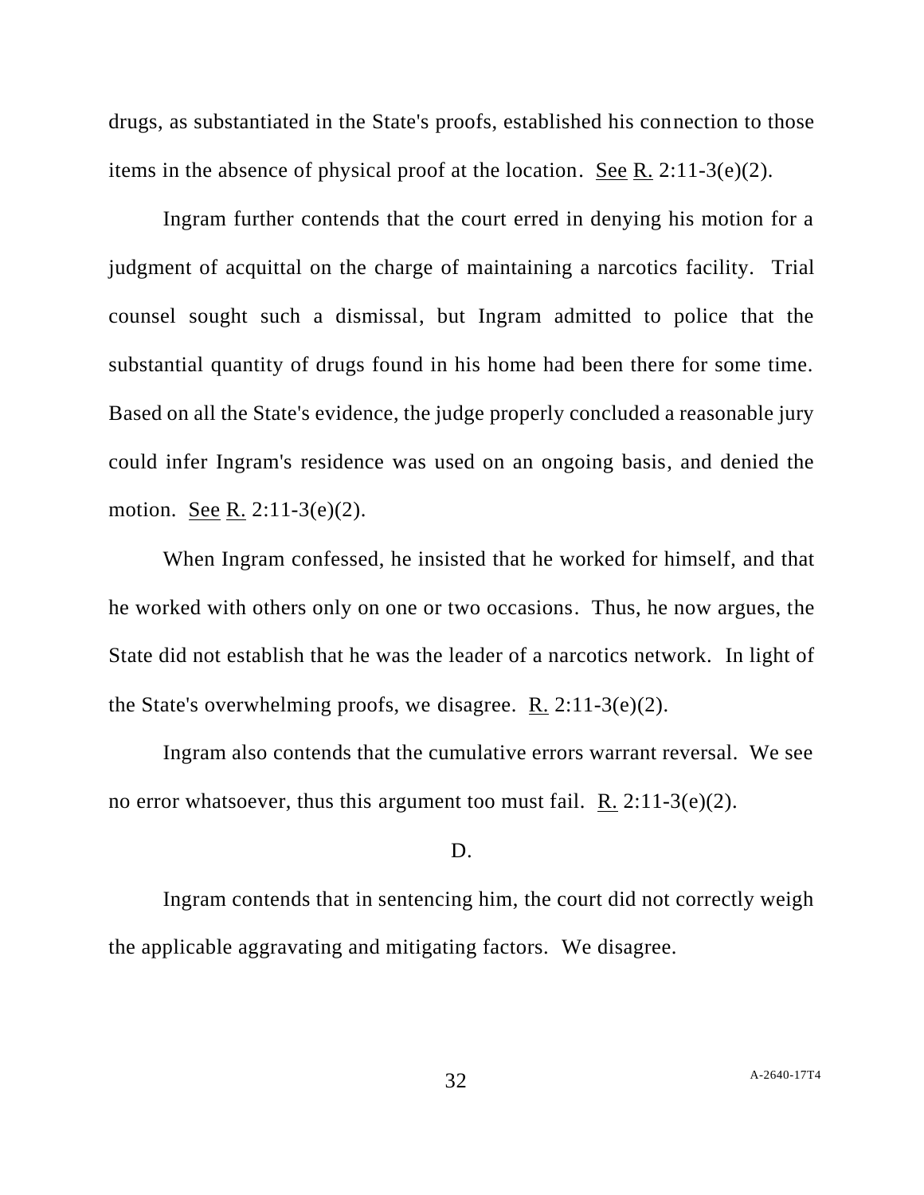drugs, as substantiated in the State's proofs, established his connection to those items in the absence of physical proof at the location. See R. 2:11-3(e)(2).

Ingram further contends that the court erred in denying his motion for a judgment of acquittal on the charge of maintaining a narcotics facility. Trial counsel sought such a dismissal, but Ingram admitted to police that the substantial quantity of drugs found in his home had been there for some time. Based on all the State's evidence, the judge properly concluded a reasonable jury could infer Ingram's residence was used on an ongoing basis, and denied the motion. See R. 2:11-3(e)(2).

When Ingram confessed, he insisted that he worked for himself, and that he worked with others only on one or two occasions. Thus, he now argues, the State did not establish that he was the leader of a narcotics network. In light of the State's overwhelming proofs, we disagree. R. 2:11-3(e)(2).

Ingram also contends that the cumulative errors warrant reversal. We see no error whatsoever, thus this argument too must fail. R. 2:11-3(e)(2).

D.

Ingram contends that in sentencing him, the court did not correctly weigh the applicable aggravating and mitigating factors. We disagree.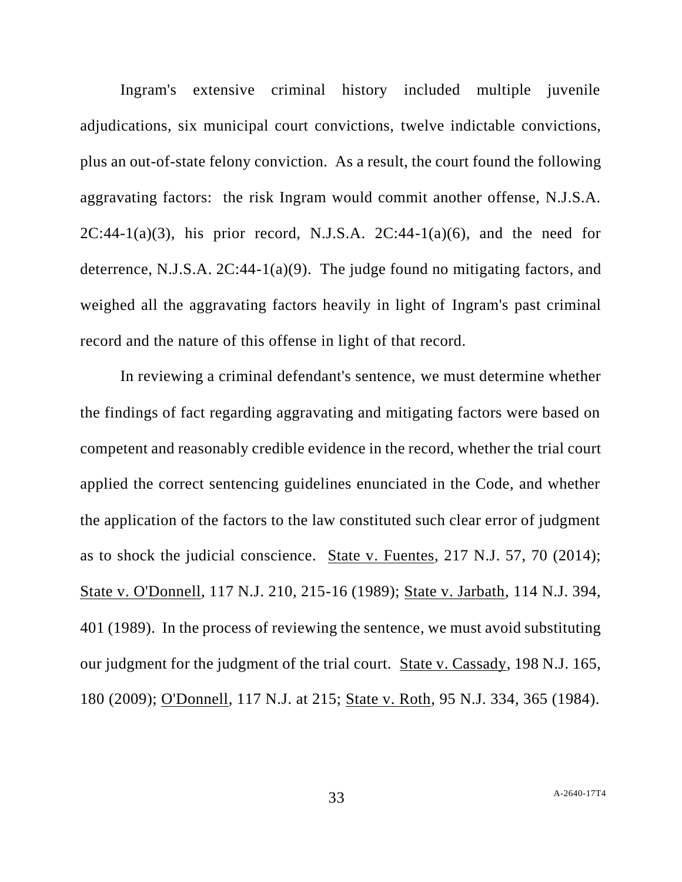Ingram's extensive criminal history included multiple juvenile adjudications, six municipal court convictions, twelve indictable convictions, plus an out-of-state felony conviction. As a result, the court found the following aggravating factors: the risk Ingram would commit another offense, N.J.S.A. 2C:44-1(a)(3), his prior record, N.J.S.A. 2C:44-1(a)(6), and the need for deterrence, N.J.S.A. 2C:44-1(a)(9). The judge found no mitigating factors, and weighed all the aggravating factors heavily in light of Ingram's past criminal record and the nature of this offense in light of that record.

In reviewing a criminal defendant's sentence, we must determine whether the findings of fact regarding aggravating and mitigating factors were based on competent and reasonably credible evidence in the record, whether the trial court applied the correct sentencing guidelines enunciated in the Code, and whether the application of the factors to the law constituted such clear error of judgment as to shock the judicial conscience. State v. Fuentes, 217 N.J. 57, 70 (2014); State v. O'Donnell, 117 N.J. 210, 215-16 (1989); State v. Jarbath, 114 N.J. 394, 401 (1989). In the process of reviewing the sentence, we must avoid substituting our judgment for the judgment of the trial court. State v. Cassady, 198 N.J. 165, 180 (2009); O'Donnell, 117 N.J. at 215; State v. Roth, 95 N.J. 334, 365 (1984).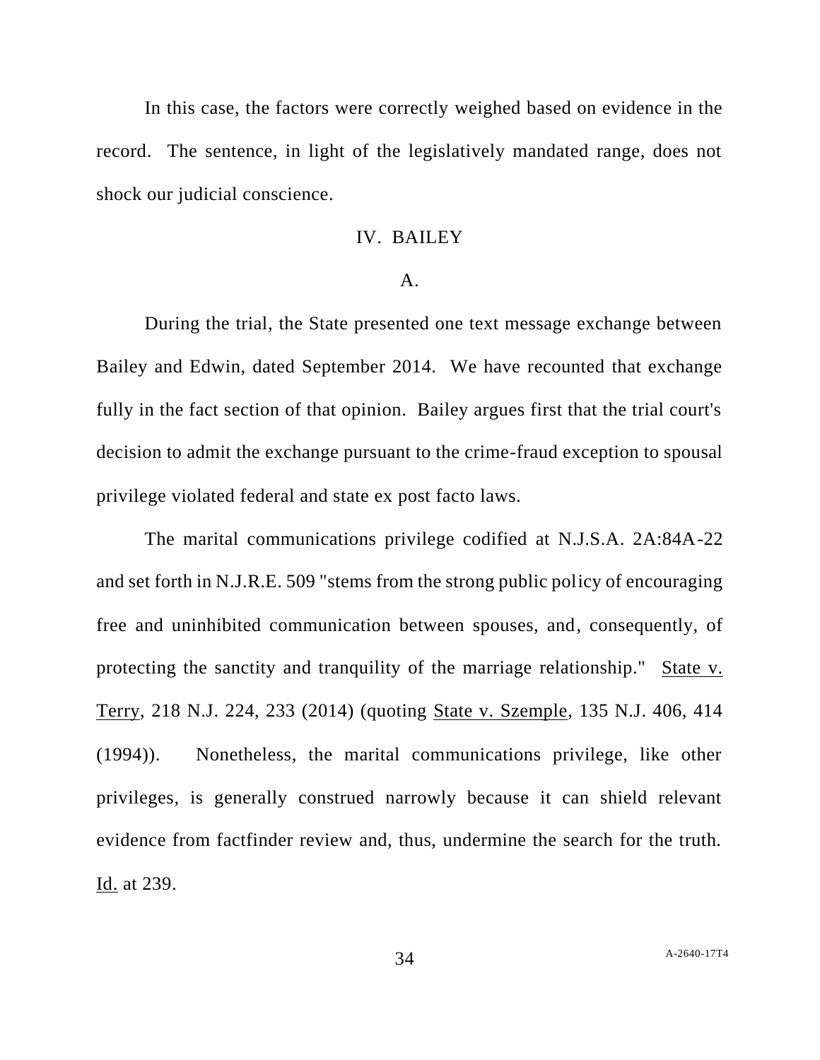In this case, the factors were correctly weighed based on evidence in the record. The sentence, in light of the legislatively mandated range, does not shock our judicial conscience.

## IV. BAILEY

### A.

During the trial, the State presented one text message exchange between Bailey and Edwin, dated September 2014. We have recounted that exchange fully in the fact section of that opinion. Bailey argues first that the trial court's decision to admit the exchange pursuant to the crime-fraud exception to spousal privilege violated federal and state ex post facto laws.

The marital communications privilege codified at N.J.S.A. 2A:84A-22 and set forth in N.J.R.E. 509 "stems from the strong public policy of encouraging free and uninhibited communication between spouses, and, consequently, of protecting the sanctity and tranquility of the marriage relationship." State v. Terry, 218 N.J. 224, 233 (2014) (quoting State v. Szemple, 135 N.J. 406, 414 (1994)). Nonetheless, the marital communications privilege, like other privileges, is generally construed narrowly because it can shield relevant evidence from factfinder review and, thus, undermine the search for the truth. Id. at 239.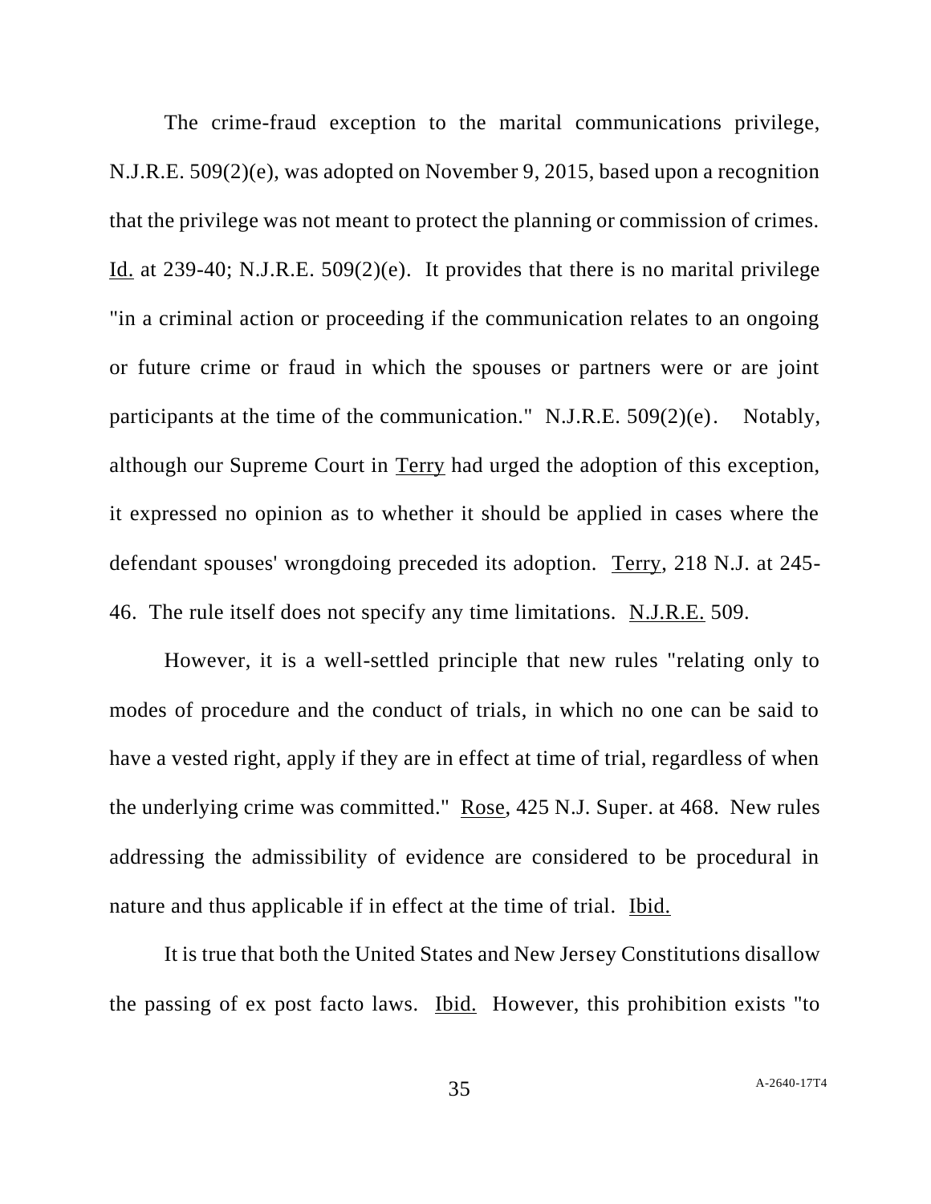The crime-fraud exception to the marital communications privilege, N.J.R.E. 509(2)(e), was adopted on November 9, 2015, based upon a recognition that the privilege was not meant to protect the planning or commission of crimes. Id. at 239-40; N.J.R.E. 509(2)(e). It provides that there is no marital privilege "in a criminal action or proceeding if the communication relates to an ongoing or future crime or fraud in which the spouses or partners were or are joint participants at the time of the communication." N.J.R.E. 509(2)(e). Notably, although our Supreme Court in Terry had urged the adoption of this exception, it expressed no opinion as to whether it should be applied in cases where the defendant spouses' wrongdoing preceded its adoption. Terry, 218 N.J. at 245-46. The rule itself does not specify any time limitations. N.J.R.E. 509.

However, it is a well-settled principle that new rules "relating only to modes of procedure and the conduct of trials, in which no one can be said to have a vested right, apply if they are in effect at time of trial, regardless of when the underlying crime was committed." Rose, 425 N.J. Super. at 468. New rules addressing the admissibility of evidence are considered to be procedural in nature and thus applicable if in effect at the time of trial. Ibid.

It is true that both the United States and New Jersey Constitutions disallow the passing of ex post facto laws. Ibid. However, this prohibition exists "to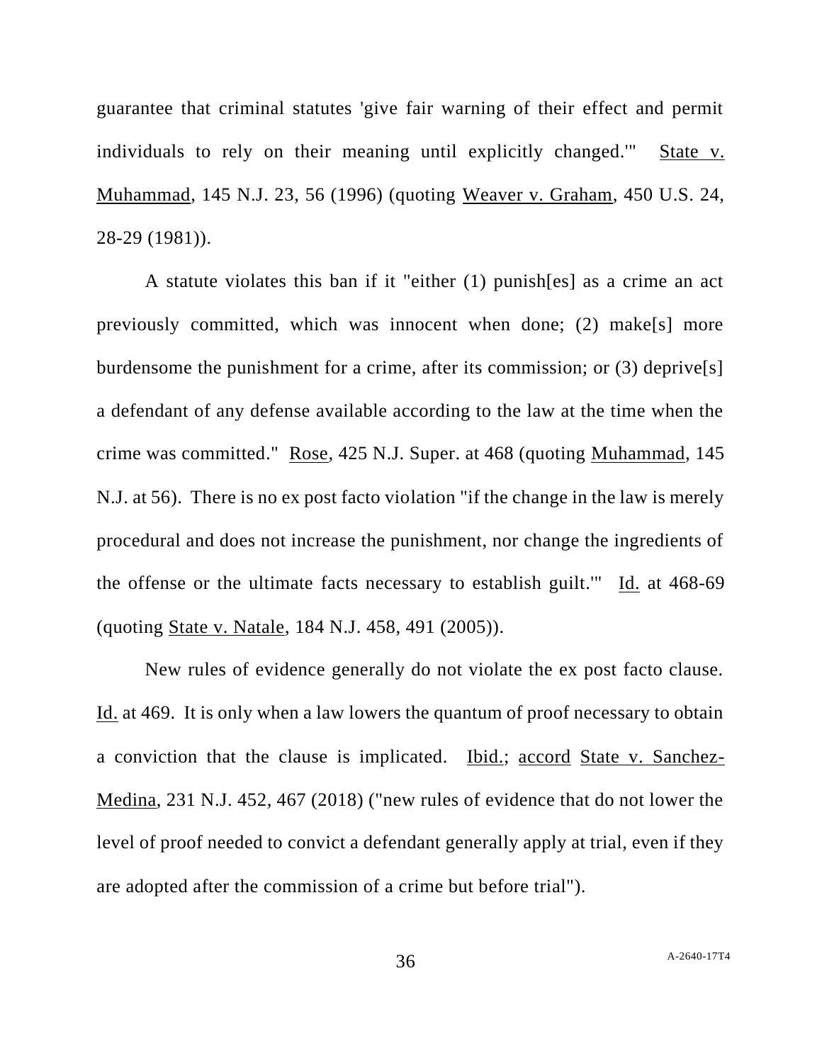guarantee that criminal statutes 'give fair warning of their effect and permit individuals to rely on their meaning until explicitly changed.'" State v. Muhammad, 145 N.J. 23, 56 (1996) (quoting Weaver v. Graham, 450 U.S. 24, 28-29 (1981)).

A statute violates this ban if it "either (1) punish[es] as a crime an act previously committed, which was innocent when done; (2) make[s] more burdensome the punishment for a crime, after its commission; or (3) deprive[s] a defendant of any defense available according to the law at the time when the crime was committed." Rose, 425 N.J. Super. at 468 (quoting Muhammad, 145 N.J. at 56). There is no ex post facto violation "if the change in the law is merely procedural and does not increase the punishment, nor change the ingredients of the offense or the ultimate facts necessary to establish guilt.'" Id. at 468-69 (quoting State v. Natale, 184 N.J. 458, 491 (2005)).

New rules of evidence generally do not violate the ex post facto clause. Id. at 469. It is only when a law lowers the quantum of proof necessary to obtain a conviction that the clause is implicated. Ibid.; accord State v. Sanchez-Medina, 231 N.J. 452, 467 (2018) ("new rules of evidence that do not lower the level of proof needed to convict a defendant generally apply at trial, even if they are adopted after the commission of a crime but before trial").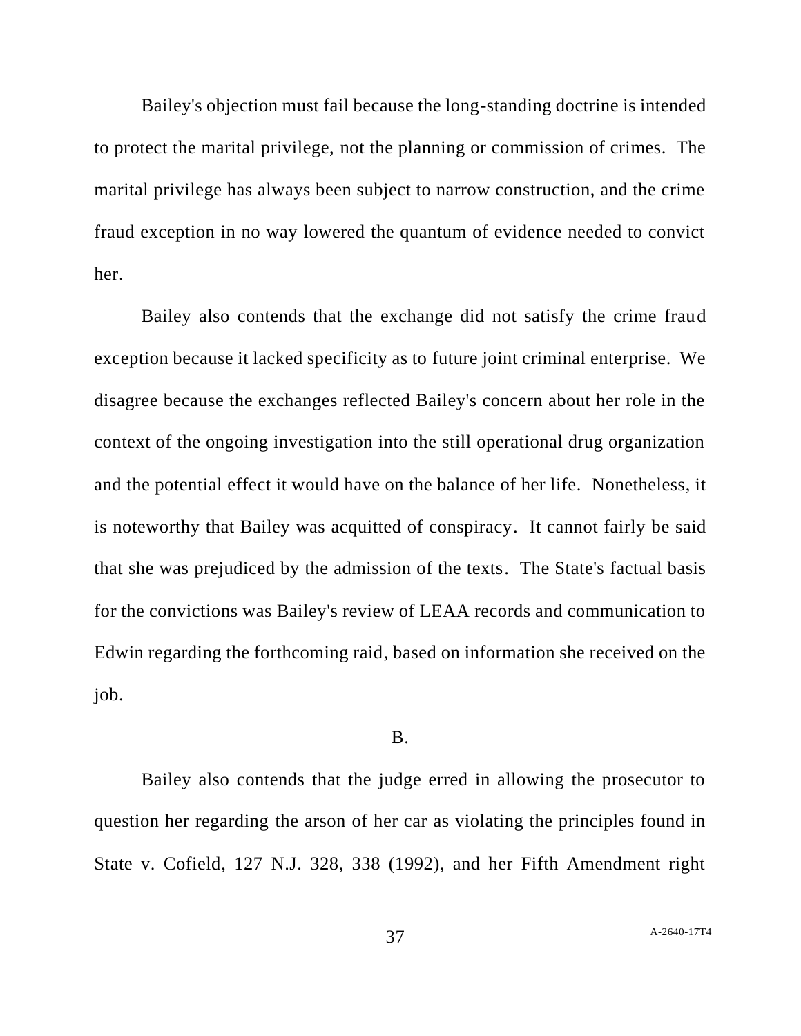Bailey's objection must fail because the long-standing doctrine is intended to protect the marital privilege, not the planning or commission of crimes. The marital privilege has always been subject to narrow construction, and the crime fraud exception in no way lowered the quantum of evidence needed to convict her.

Bailey also contends that the exchange did not satisfy the crime fraud exception because it lacked specificity as to future joint criminal enterprise. We disagree because the exchanges reflected Bailey's concern about her role in the context of the ongoing investigation into the still operational drug organization and the potential effect it would have on the balance of her life. Nonetheless, it is noteworthy that Bailey was acquitted of conspiracy. It cannot fairly be said that she was prejudiced by the admission of the texts. The State's factual basis for the convictions was Bailey's review of LEAA records and communication to Edwin regarding the forthcoming raid, based on information she received on the job.

B.

Bailey also contends that the judge erred in allowing the prosecutor to question her regarding the arson of her car as violating the principles found in <u>State v. Cofield</u>, 127 N.J. 328, 338 (1992), and her Fifth Amendment right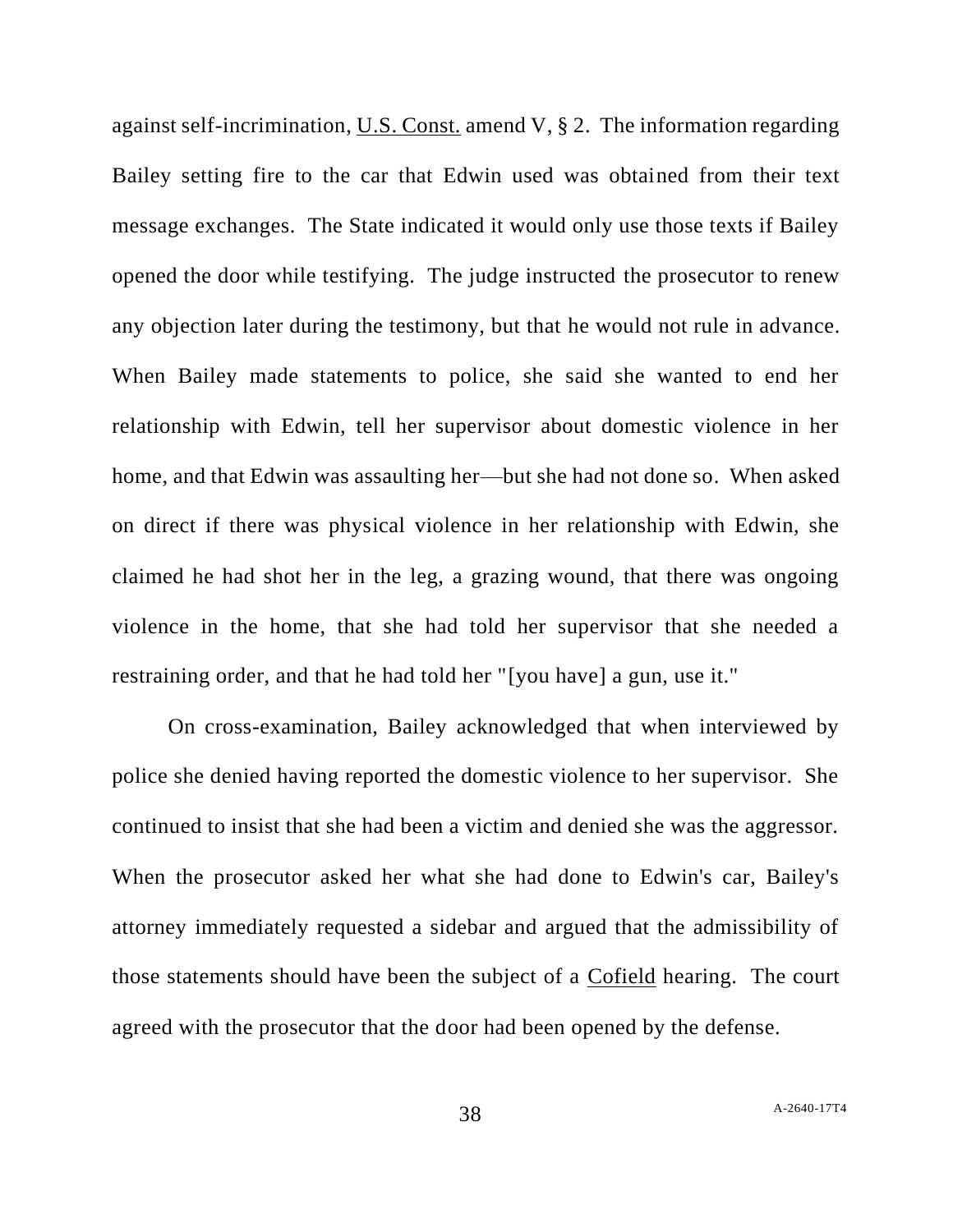against self-incrimination, U.S. Const. amend V, § 2. The information regarding Bailey setting fire to the car that Edwin used was obtained from their text message exchanges. The State indicated it would only use those texts if Bailey opened the door while testifying. The judge instructed the prosecutor to renew any objection later during the testimony, but that he would not rule in advance. When Bailey made statements to police, she said she wanted to end her relationship with Edwin, tell her supervisor about domestic violence in her home, and that Edwin was assaulting her—but she had not done so. When asked on direct if there was physical violence in her relationship with Edwin, she claimed he had shot her in the leg, a grazing wound, that there was ongoing violence in the home, that she had told her supervisor that she needed a restraining order, and that he had told her "[you have] a gun, use it."

On cross-examination, Bailey acknowledged that when interviewed by police she denied having reported the domestic violence to her supervisor. She continued to insist that she had been a victim and denied she was the aggressor. When the prosecutor asked her what she had done to Edwin's car, Bailey's attorney immediately requested a sidebar and argued that the admissibility of those statements should have been the subject of a Cofield hearing. The court agreed with the prosecutor that the door had been opened by the defense.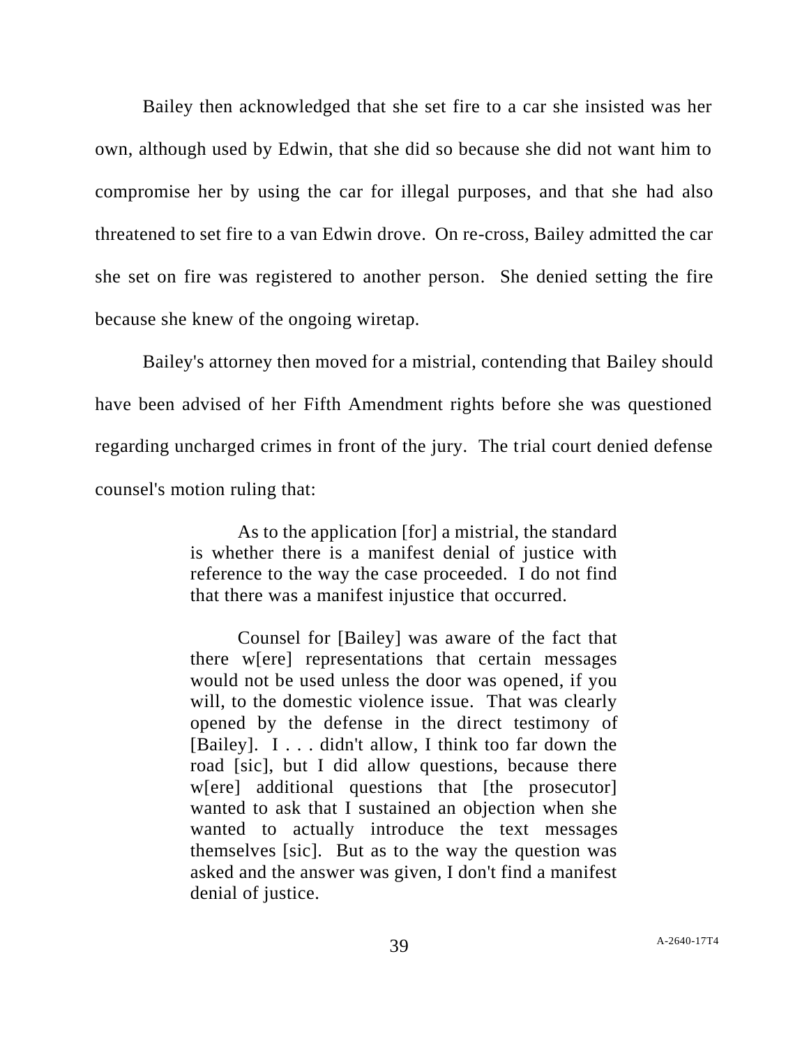Bailey then acknowledged that she set fire to a car she insisted was her own, although used by Edwin, that she did so because she did not want him to compromise her by using the car for illegal purposes, and that she had also threatened to set fire to a van Edwin drove. On re-cross, Bailey admitted the car she set on fire was registered to another person. She denied setting the fire because she knew of the ongoing wiretap.

Bailey's attorney then moved for a mistrial, contending that Bailey should have been advised of her Fifth Amendment rights before she was questioned regarding uncharged crimes in front of the jury. The trial court denied defense counsel's motion ruling that:

> As to the application [for] a mistrial, the standard is whether there is a manifest denial of justice with reference to the way the case proceeded. I do not find that there was a manifest injustice that occurred.
>
> Counsel for [Bailey] was aware of the fact that there w[ere] representations that certain messages would not be used unless the door was opened, if you will, to the domestic violence issue. That was clearly opened by the defense in the direct testimony of [Bailey]. I . . . didn't allow, I think too far down the road [sic], but I did allow questions, because there w[ere] additional questions that [the prosecutor] wanted to ask that I sustained an objection when she wanted to actually introduce the text messages themselves [sic]. But as to the way the question was asked and the answer was given, I don't find a manifest denial of justice.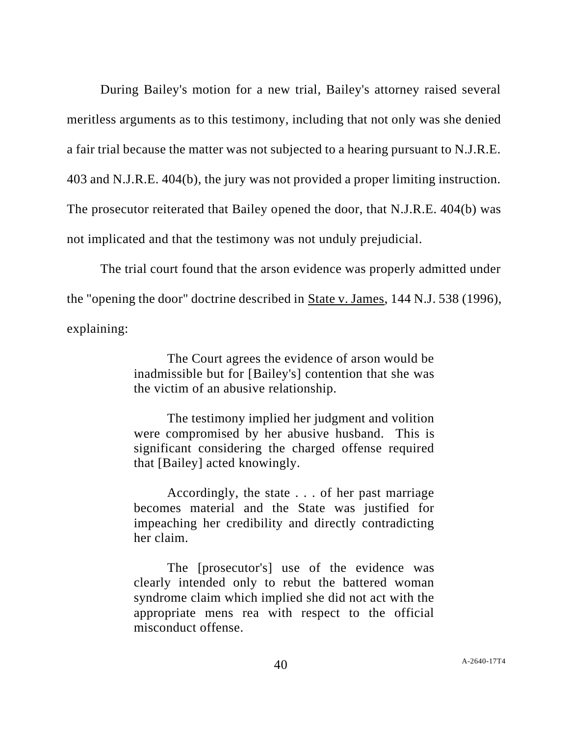During Bailey's motion for a new trial, Bailey's attorney raised several meritless arguments as to this testimony, including that not only was she denied a fair trial because the matter was not subjected to a hearing pursuant to N.J.R.E. 403 and N.J.R.E. 404(b), the jury was not provided a proper limiting instruction. The prosecutor reiterated that Bailey opened the door, that N.J.R.E. 404(b) was not implicated and that the testimony was not unduly prejudicial.

The trial court found that the arson evidence was properly admitted under the "opening the door" doctrine described in State v. James, 144 N.J. 538 (1996), explaining:

> The Court agrees the evidence of arson would be inadmissible but for [Bailey's] contention that she was the victim of an abusive relationship.
>
> The testimony implied her judgment and volition were compromised by her abusive husband. This is significant considering the charged offense required that [Bailey] acted knowingly.
>
> Accordingly, the state . . . of her past marriage becomes material and the State was justified for impeaching her credibility and directly contradicting her claim.
>
> The [prosecutor's] use of the evidence was clearly intended only to rebut the battered woman syndrome claim which implied she did not act with the appropriate mens rea with respect to the official misconduct offense.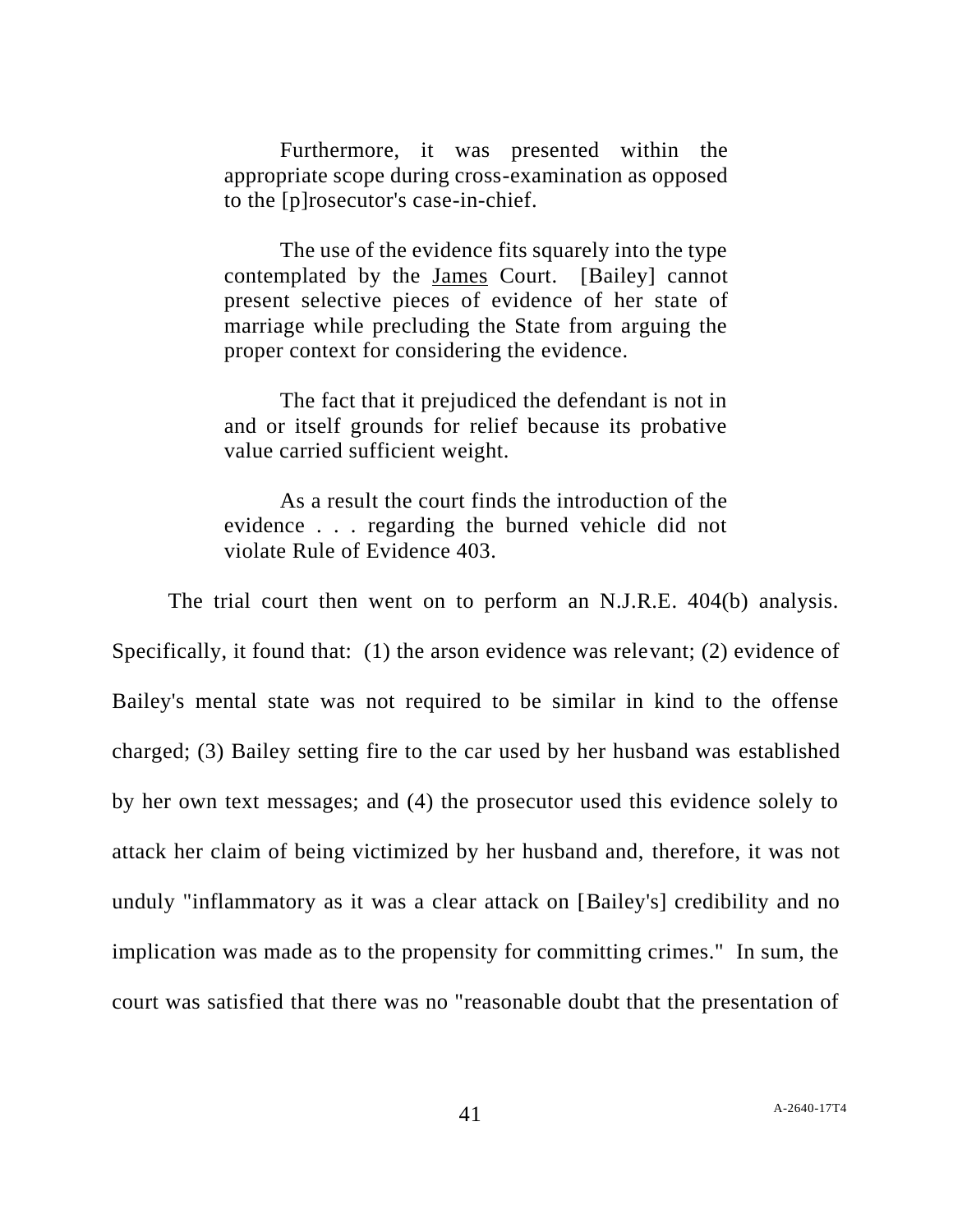> Furthermore, it was presented within the appropriate scope during cross-examination as opposed to the [p]rosecutor's case-in-chief.
>
> The use of the evidence fits squarely into the type contemplated by the James Court. [Bailey] cannot present selective pieces of evidence of her state of marriage while precluding the State from arguing the proper context for considering the evidence.
>
> The fact that it prejudiced the defendant is not in and or itself grounds for relief because its probative value carried sufficient weight.
>
> As a result the court finds the introduction of the evidence . . . regarding the burned vehicle did not violate Rule of Evidence 403.

The trial court then went on to perform an N.J.R.E. 404(b) analysis. Specifically, it found that: (1) the arson evidence was relevant; (2) evidence of Bailey's mental state was not required to be similar in kind to the offense charged; (3) Bailey setting fire to the car used by her husband was established by her own text messages; and (4) the prosecutor used this evidence solely to attack her claim of being victimized by her husband and, therefore, it was not unduly "inflammatory as it was a clear attack on [Bailey's] credibility and no implication was made as to the propensity for committing crimes." In sum, the court was satisfied that there was no "reasonable doubt that the presentation of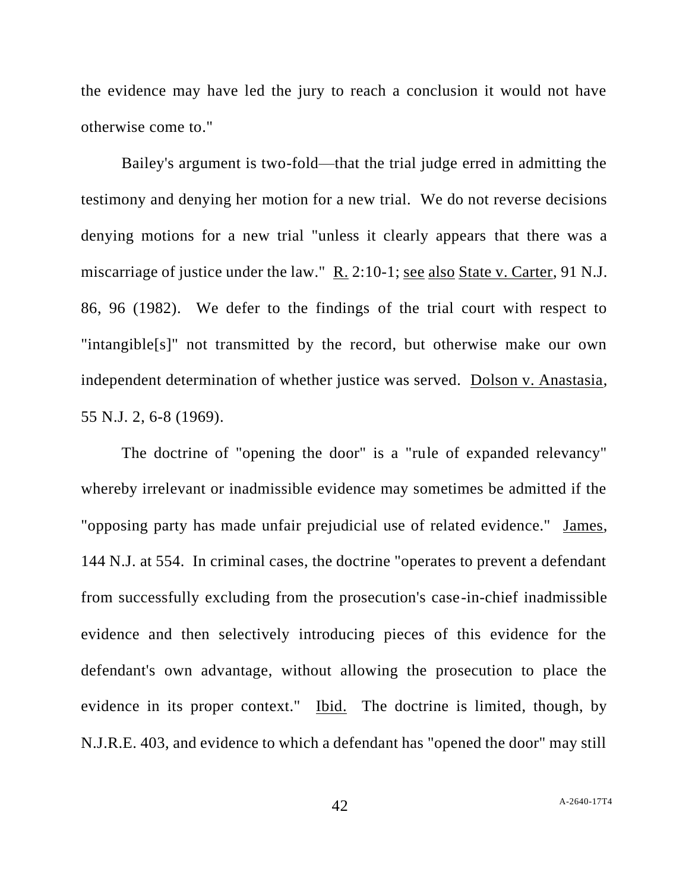the evidence may have led the jury to reach a conclusion it would not have otherwise come to."

Bailey's argument is two-fold—that the trial judge erred in admitting the testimony and denying her motion for a new trial. We do not reverse decisions denying motions for a new trial "unless it clearly appears that there was a miscarriage of justice under the law." R. 2:10-1; see also State v. Carter, 91 N.J. 86, 96 (1982). We defer to the findings of the trial court with respect to "intangible[s]" not transmitted by the record, but otherwise make our own independent determination of whether justice was served. Dolson v. Anastasia, 55 N.J. 2, 6-8 (1969).

The doctrine of "opening the door" is a "rule of expanded relevancy" whereby irrelevant or inadmissible evidence may sometimes be admitted if the "opposing party has made unfair prejudicial use of related evidence." James, 144 N.J. at 554. In criminal cases, the doctrine "operates to prevent a defendant from successfully excluding from the prosecution's case-in-chief inadmissible evidence and then selectively introducing pieces of this evidence for the defendant's own advantage, without allowing the prosecution to place the evidence in its proper context." Ibid. The doctrine is limited, though, by N.J.R.E. 403, and evidence to which a defendant has "opened the door" may still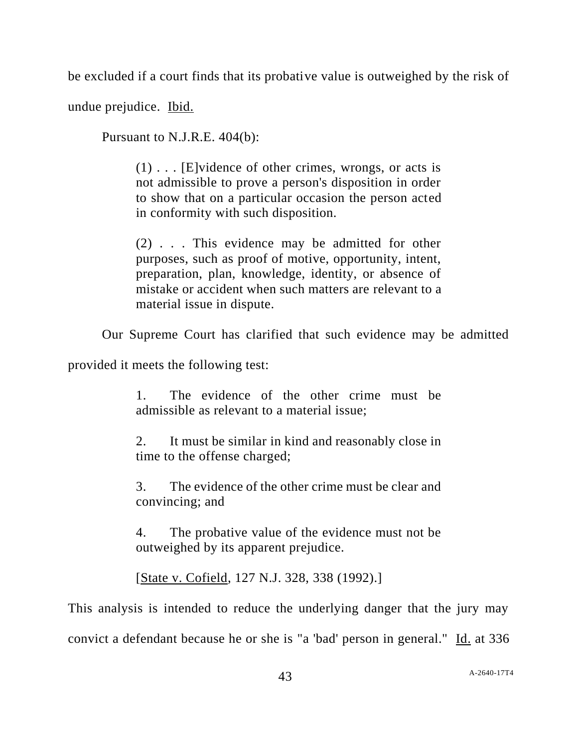be excluded if a court finds that its probative value is outweighed by the risk of undue prejudice. Ibid.

Pursuant to N.J.R.E. 404(b):

> (1) . . . [E]vidence of other crimes, wrongs, or acts is not admissible to prove a person's disposition in order to show that on a particular occasion the person acted in conformity with such disposition.
>
> (2) . . . This evidence may be admitted for other purposes, such as proof of motive, opportunity, intent, preparation, plan, knowledge, identity, or absence of mistake or accident when such matters are relevant to a material issue in dispute.

Our Supreme Court has clarified that such evidence may be admitted provided it meets the following test:

> 1. The evidence of the other crime must be admissible as relevant to a material issue;
>
> 2. It must be similar in kind and reasonably close in time to the offense charged;
>
> 3. The evidence of the other crime must be clear and convincing; and
>
> 4. The probative value of the evidence must not be outweighed by its apparent prejudice.
>
> [State v. Cofield, 127 N.J. 328, 338 (1992).]

This analysis is intended to reduce the underlying danger that the jury may convict a defendant because he or she is "a 'bad' person in general." Id. at 336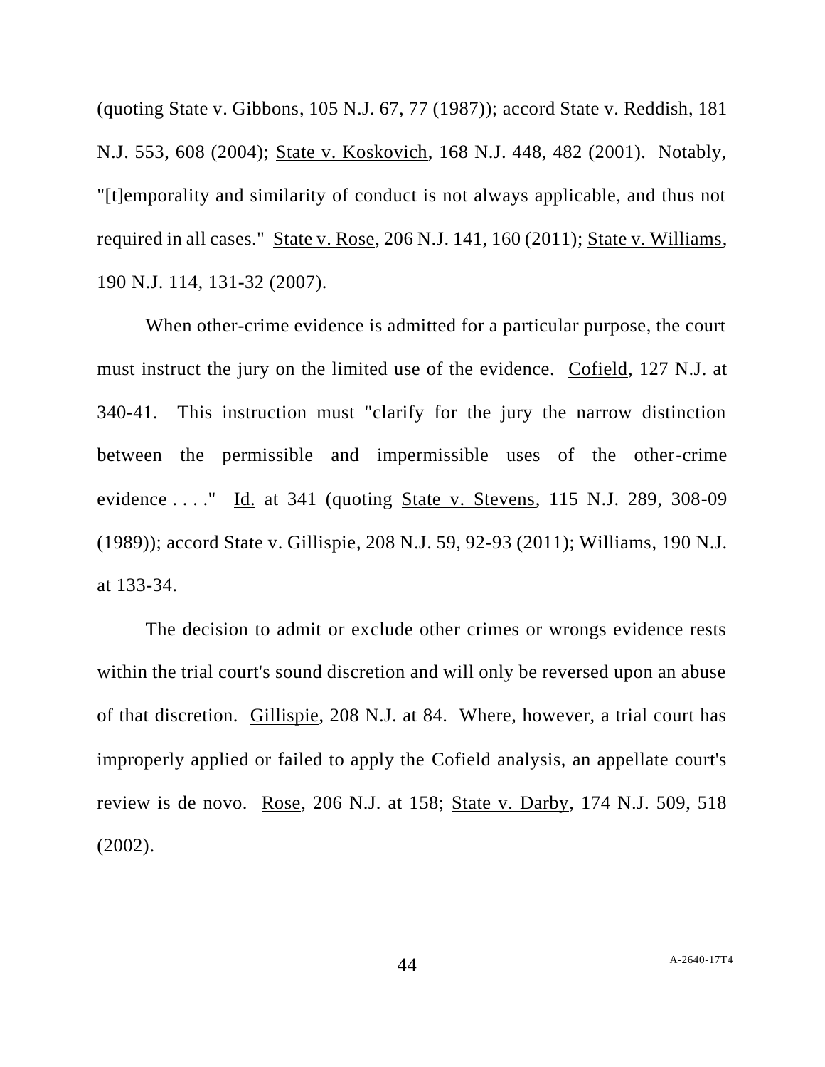(quoting State v. Gibbons, 105 N.J. 67, 77 (1987)); accord State v. Reddish, 181 N.J. 553, 608 (2004); State v. Koskovich, 168 N.J. 448, 482 (2001). Notably, "[t]emporality and similarity of conduct is not always applicable, and thus not required in all cases." State v. Rose, 206 N.J. 141, 160 (2011); State v. Williams, 190 N.J. 114, 131-32 (2007).

When other-crime evidence is admitted for a particular purpose, the court must instruct the jury on the limited use of the evidence. Cofield, 127 N.J. at 340-41. This instruction must "clarify for the jury the narrow distinction between the permissible and impermissible uses of the other-crime evidence . . . ." Id. at 341 (quoting State v. Stevens, 115 N.J. 289, 308-09 (1989)); accord State v. Gillispie, 208 N.J. 59, 92-93 (2011); Williams, 190 N.J. at 133-34.

The decision to admit or exclude other crimes or wrongs evidence rests within the trial court's sound discretion and will only be reversed upon an abuse of that discretion. Gillispie, 208 N.J. at 84. Where, however, a trial court has improperly applied or failed to apply the Cofield analysis, an appellate court's review is de novo. Rose, 206 N.J. at 158; State v. Darby, 174 N.J. 509, 518 (2002).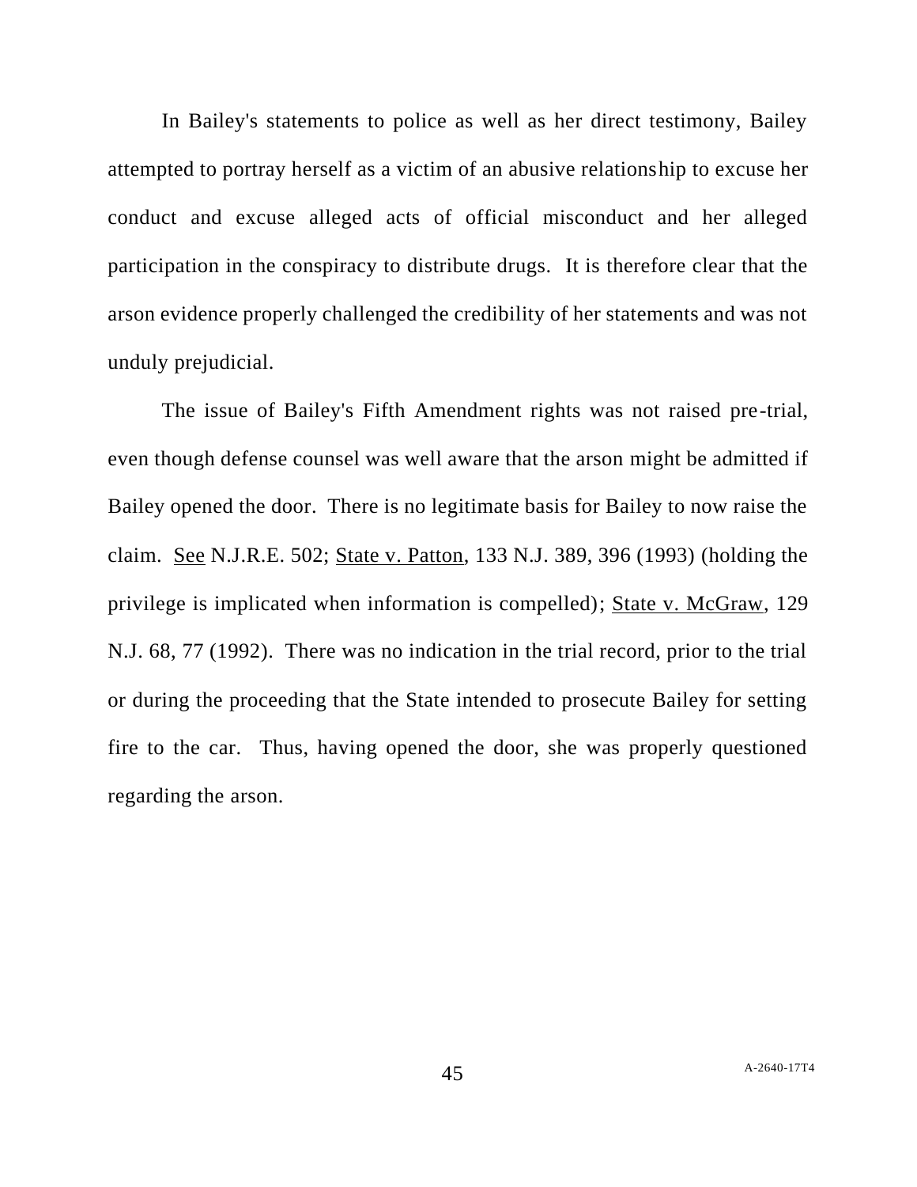In Bailey's statements to police as well as her direct testimony, Bailey attempted to portray herself as a victim of an abusive relationship to excuse her conduct and excuse alleged acts of official misconduct and her alleged participation in the conspiracy to distribute drugs. It is therefore clear that the arson evidence properly challenged the credibility of her statements and was not unduly prejudicial.

The issue of Bailey's Fifth Amendment rights was not raised pre-trial, even though defense counsel was well aware that the arson might be admitted if Bailey opened the door. There is no legitimate basis for Bailey to now raise the claim. See N.J.R.E. 502; State v. Patton, 133 N.J. 389, 396 (1993) (holding the privilege is implicated when information is compelled); State v. McGraw, 129 N.J. 68, 77 (1992). There was no indication in the trial record, prior to the trial or during the proceeding that the State intended to prosecute Bailey for setting fire to the car. Thus, having opened the door, she was properly questioned regarding the arson.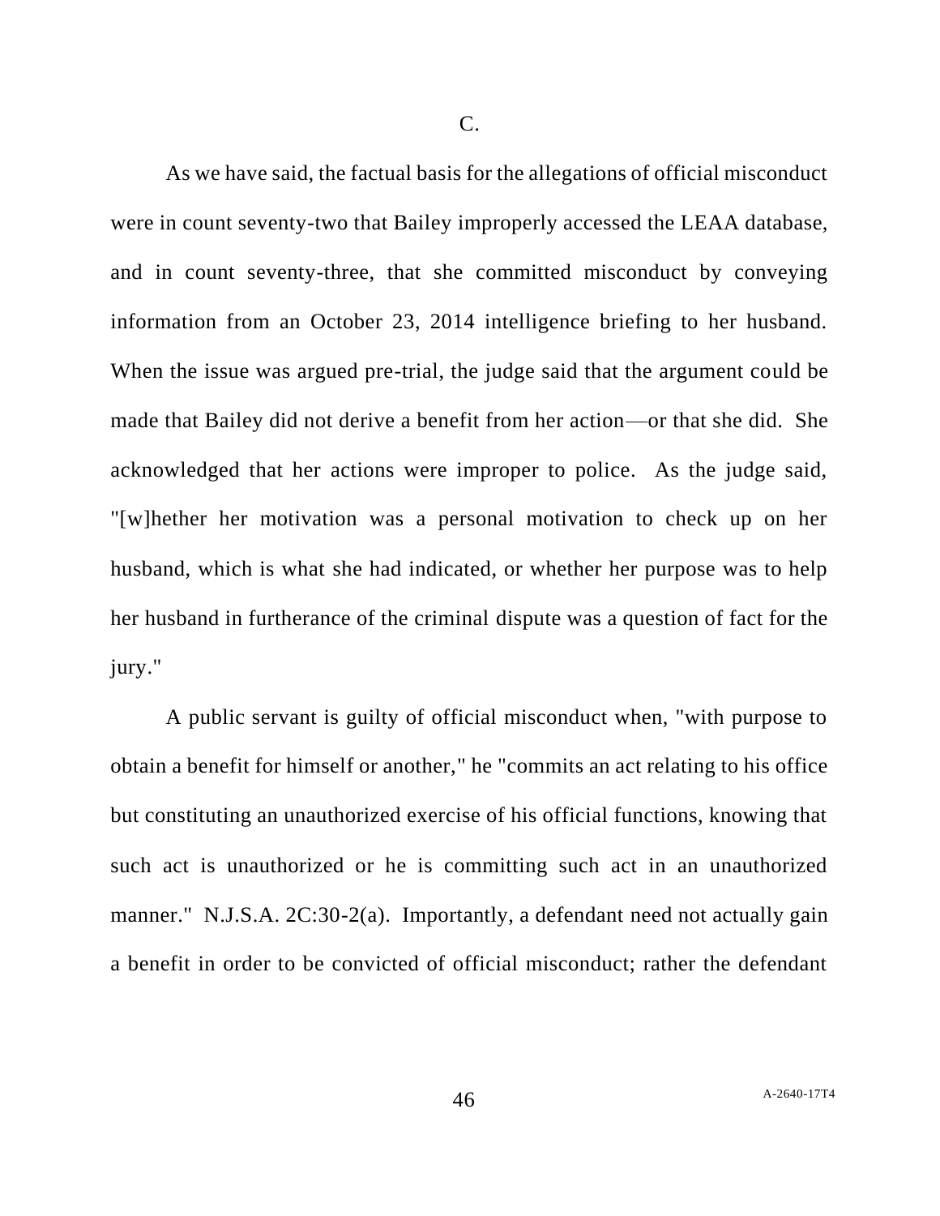C.

As we have said, the factual basis for the allegations of official misconduct were in count seventy-two that Bailey improperly accessed the LEAA database, and in count seventy-three, that she committed misconduct by conveying information from an October 23, 2014 intelligence briefing to her husband. When the issue was argued pre-trial, the judge said that the argument could be made that Bailey did not derive a benefit from her action—or that she did. She acknowledged that her actions were improper to police. As the judge said, "[w]hether her motivation was a personal motivation to check up on her husband, which is what she had indicated, or whether her purpose was to help her husband in furtherance of the criminal dispute was a question of fact for the jury."

A public servant is guilty of official misconduct when, "with purpose to obtain a benefit for himself or another," he "commits an act relating to his office but constituting an unauthorized exercise of his official functions, knowing that such act is unauthorized or he is committing such act in an unauthorized manner." N.J.S.A. 2C:30-2(a). Importantly, a defendant need not actually gain a benefit in order to be convicted of official misconduct; rather the defendant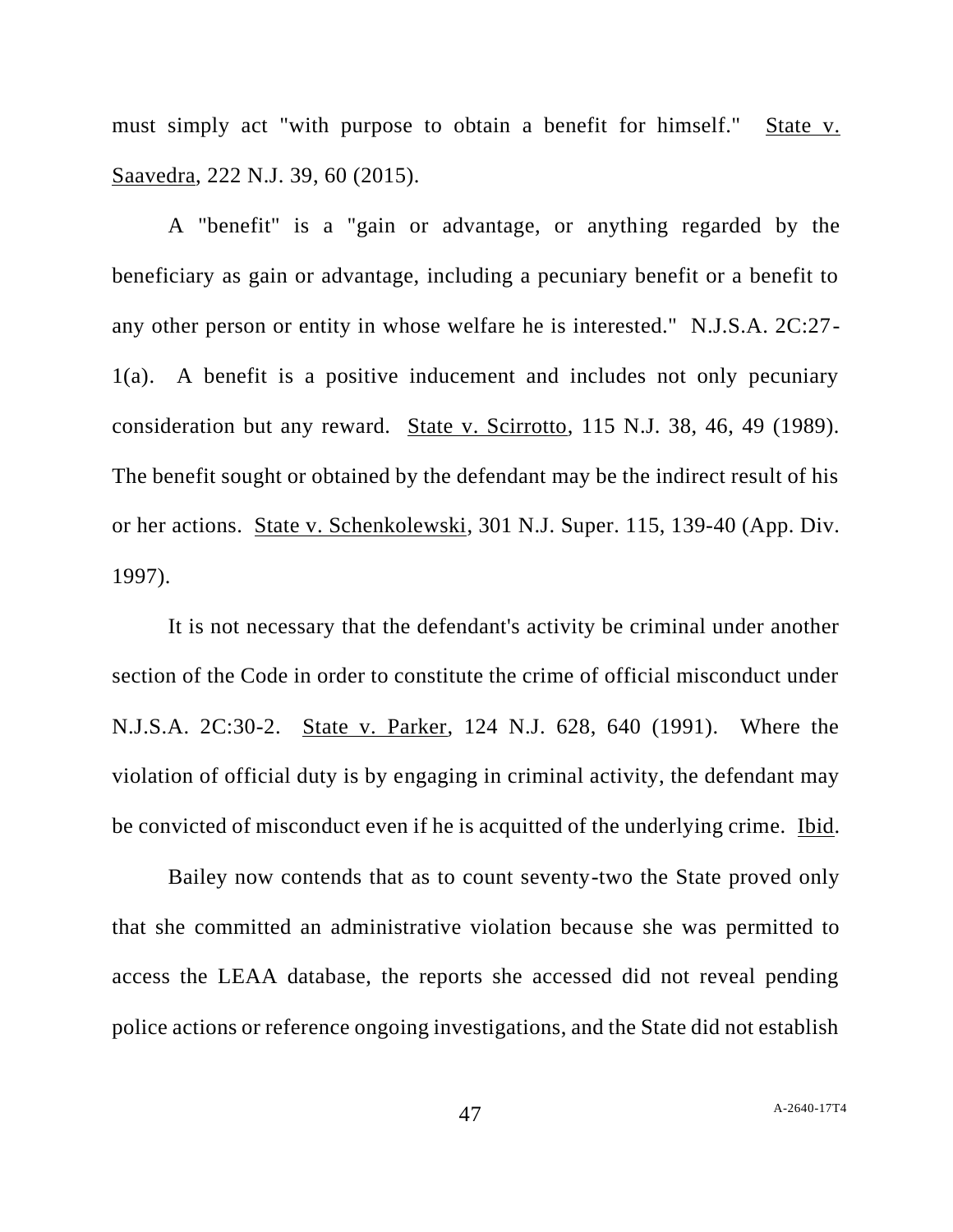must simply act "with purpose to obtain a benefit for himself." State v. Saavedra, 222 N.J. 39, 60 (2015).

A "benefit" is a "gain or advantage, or anything regarded by the beneficiary as gain or advantage, including a pecuniary benefit or a benefit to any other person or entity in whose welfare he is interested." N.J.S.A. 2C:27-1(a). A benefit is a positive inducement and includes not only pecuniary consideration but any reward. State v. Scirrotto, 115 N.J. 38, 46, 49 (1989). The benefit sought or obtained by the defendant may be the indirect result of his or her actions. State v. Schenkolewski, 301 N.J. Super. 115, 139-40 (App. Div. 1997).

It is not necessary that the defendant's activity be criminal under another section of the Code in order to constitute the crime of official misconduct under N.J.S.A. 2C:30-2. State v. Parker, 124 N.J. 628, 640 (1991). Where the violation of official duty is by engaging in criminal activity, the defendant may be convicted of misconduct even if he is acquitted of the underlying crime. Ibid.

Bailey now contends that as to count seventy-two the State proved only that she committed an administrative violation because she was permitted to access the LEAA database, the reports she accessed did not reveal pending police actions or reference ongoing investigations, and the State did not establish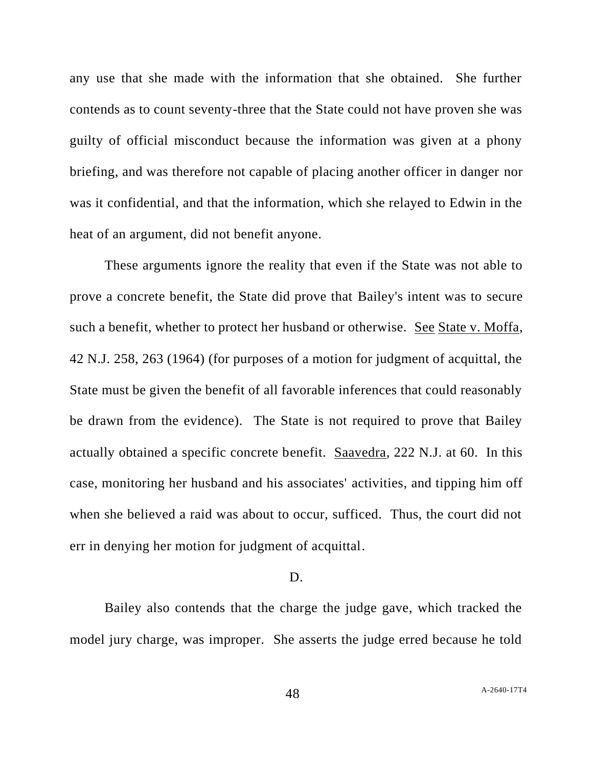any use that she made with the information that she obtained. She further contends as to count seventy-three that the State could not have proven she was guilty of official misconduct because the information was given at a phony briefing, and was therefore not capable of placing another officer in danger nor was it confidential, and that the information, which she relayed to Edwin in the heat of an argument, did not benefit anyone.

These arguments ignore the reality that even if the State was not able to prove a concrete benefit, the State did prove that Bailey's intent was to secure such a benefit, whether to protect her husband or otherwise. See State v. Moffa, 42 N.J. 258, 263 (1964) (for purposes of a motion for judgment of acquittal, the State must be given the benefit of all favorable inferences that could reasonably be drawn from the evidence). The State is not required to prove that Bailey actually obtained a specific concrete benefit. Saavedra, 222 N.J. at 60. In this case, monitoring her husband and his associates' activities, and tipping him off when she believed a raid was about to occur, sufficed. Thus, the court did not err in denying her motion for judgment of acquittal.

D.

Bailey also contends that the charge the judge gave, which tracked the model jury charge, was improper. She asserts the judge erred because he told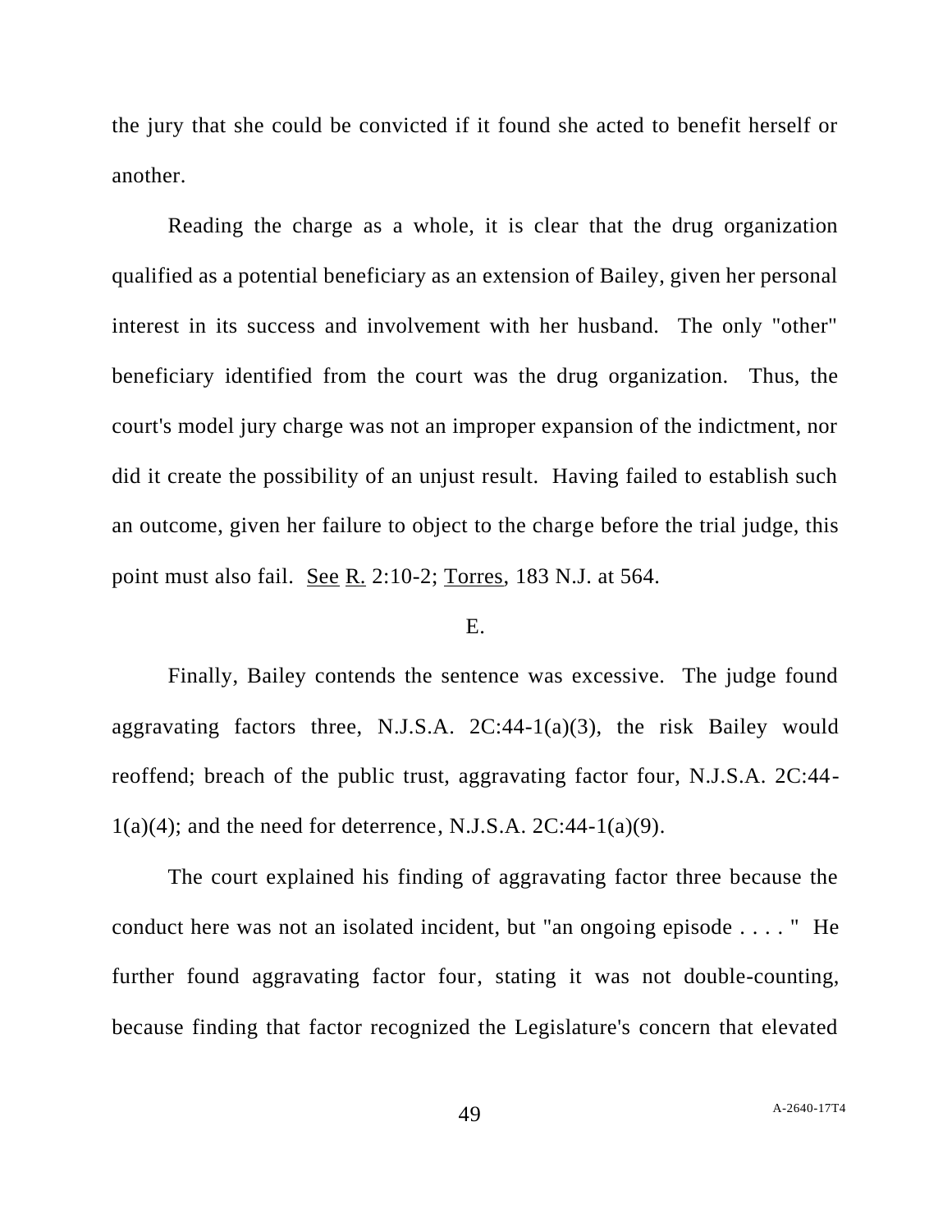the jury that she could be convicted if it found she acted to benefit herself or another.

Reading the charge as a whole, it is clear that the drug organization qualified as a potential beneficiary as an extension of Bailey, given her personal interest in its success and involvement with her husband. The only "other" beneficiary identified from the court was the drug organization. Thus, the court's model jury charge was not an improper expansion of the indictment, nor did it create the possibility of an unjust result. Having failed to establish such an outcome, given her failure to object to the charge before the trial judge, this point must also fail. See R. 2:10-2; Torres, 183 N.J. at 564.

E.

Finally, Bailey contends the sentence was excessive. The judge found aggravating factors three, N.J.S.A. 2C:44-1(a)(3), the risk Bailey would reoffend; breach of the public trust, aggravating factor four, N.J.S.A. 2C:44-1(a)(4); and the need for deterrence, N.J.S.A. 2C:44-1(a)(9).

The court explained his finding of aggravating factor three because the conduct here was not an isolated incident, but "an ongoing episode . . . . " He further found aggravating factor four, stating it was not double-counting, because finding that factor recognized the Legislature's concern that elevated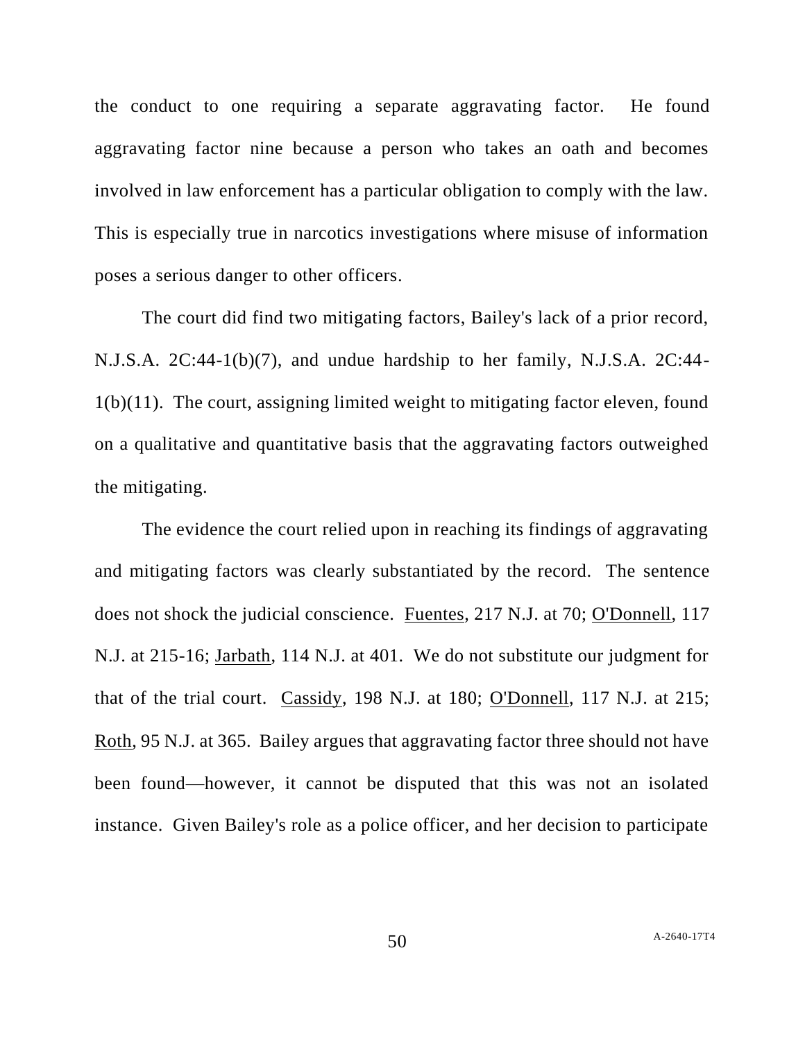the conduct to one requiring a separate aggravating factor. He found aggravating factor nine because a person who takes an oath and becomes involved in law enforcement has a particular obligation to comply with the law. This is especially true in narcotics investigations where misuse of information poses a serious danger to other officers.

The court did find two mitigating factors, Bailey's lack of a prior record, N.J.S.A. 2C:44-1(b)(7), and undue hardship to her family, N.J.S.A. 2C:44-1(b)(11). The court, assigning limited weight to mitigating factor eleven, found on a qualitative and quantitative basis that the aggravating factors outweighed the mitigating.

The evidence the court relied upon in reaching its findings of aggravating and mitigating factors was clearly substantiated by the record. The sentence does not shock the judicial conscience. Fuentes, 217 N.J. at 70; O'Donnell, 117 N.J. at 215-16; Jarbath, 114 N.J. at 401. We do not substitute our judgment for that of the trial court. Cassidy, 198 N.J. at 180; O'Donnell, 117 N.J. at 215; Roth, 95 N.J. at 365. Bailey argues that aggravating factor three should not have been found—however, it cannot be disputed that this was not an isolated instance. Given Bailey's role as a police officer, and her decision to participate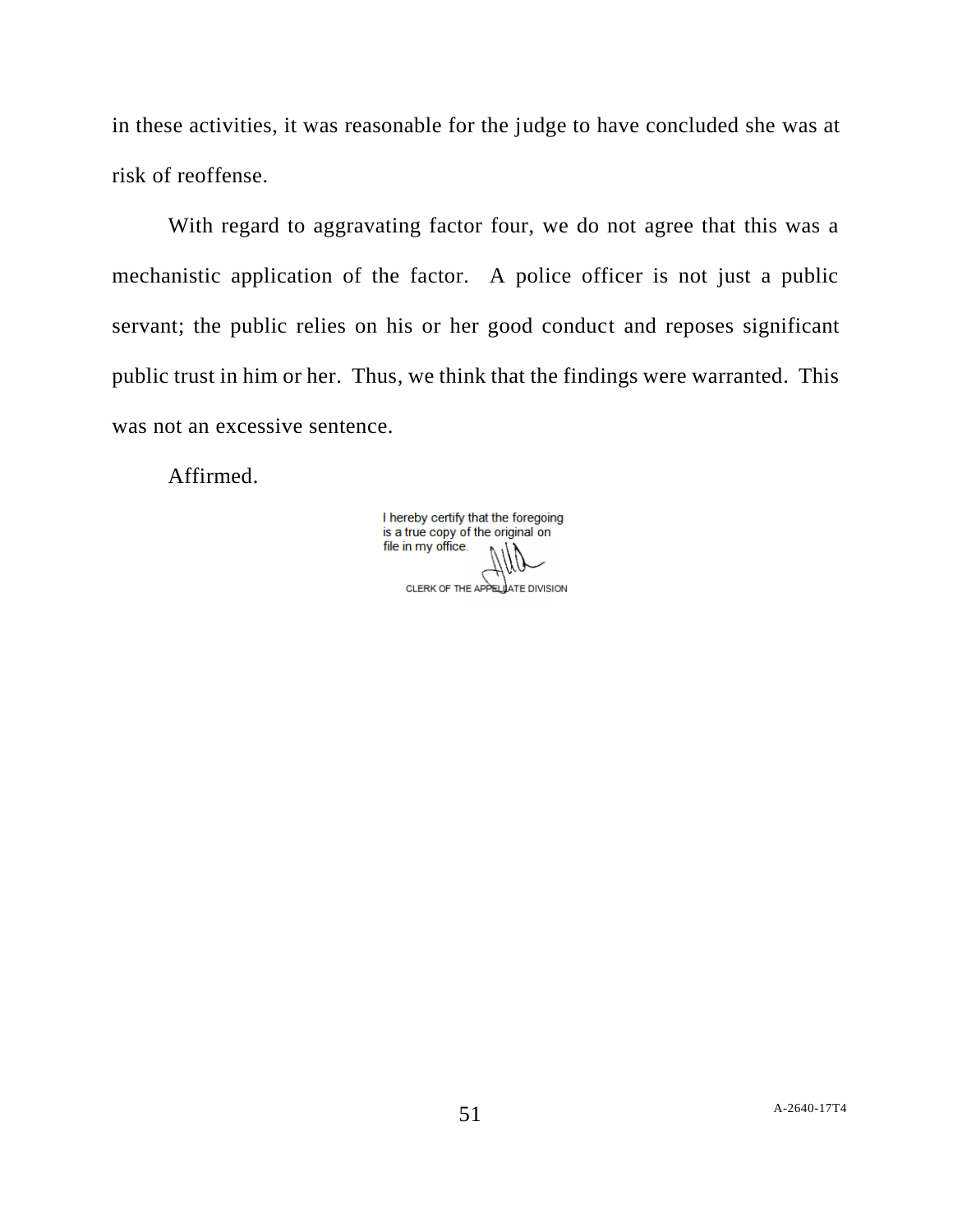in these activities, it was reasonable for the judge to have concluded she was at risk of reoffense.

With regard to aggravating factor four, we do not agree that this was a mechanistic application of the factor. A police officer is not just a public servant; the public relies on his or her good conduct and reposes significant public trust in him or her. Thus, we think that the findings were warranted. This was not an excessive sentence.

Affirmed.

I hereby certify that the foregoing is a true copy of the original on file in my office.

CLERK OF THE APPELLATE DIVISION